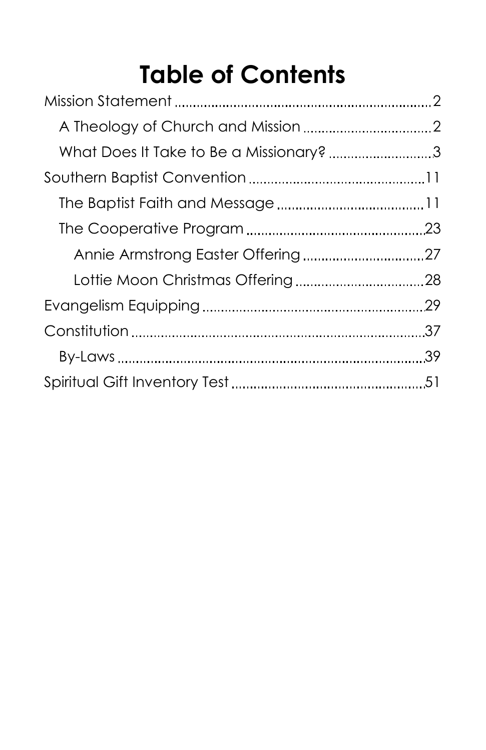# Table of Contents

- Mission Statement ........ 2
  - A Theology of Church and Mission ........ 2
  - What Does It Take to Be a Missionary? ........ 3
- Southern Baptist Convention ........ 11
  - The Baptist Faith and Message ........ 11
  - The Cooperative Program ........ 23
    - Annie Armstrong Easter Offering ........ 27
    - Lottie Moon Christmas Offering ........ 28
- Evangelism Equipping ........ 29
- Constitution ........ 37
  - By-Laws ........ 39
- Spiritual Gift Inventory Test ........ 51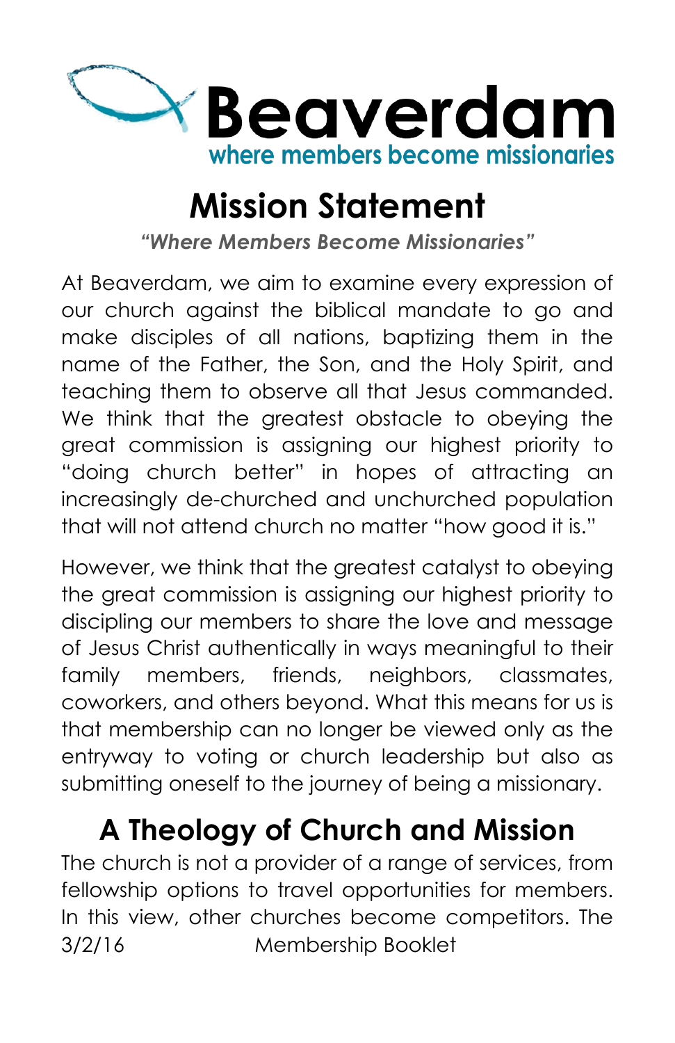Beaverdam

where members become missionaries

# Mission Statement

*"Where Members Become Missionaries"*

At Beaverdam, we aim to examine every expression of our church against the biblical mandate to go and make disciples of all nations, baptizing them in the name of the Father, the Son, and the Holy Spirit, and teaching them to observe all that Jesus commanded. We think that the greatest obstacle to obeying the great commission is assigning our highest priority to "doing church better" in hopes of attracting an increasingly de-churched and unchurched population that will not attend church no matter "how good it is."

However, we think that the greatest catalyst to obeying the great commission is assigning our highest priority to discipling our members to share the love and message of Jesus Christ authentically in ways meaningful to their family members, friends, neighbors, classmates, coworkers, and others beyond. What this means for us is that membership can no longer be viewed only as the entryway to voting or church leadership but also as submitting oneself to the journey of being a missionary.

## A Theology of Church and Mission

The church is not a provider of a range of services, from fellowship options to travel opportunities for members. In this view, other churches become competitors. The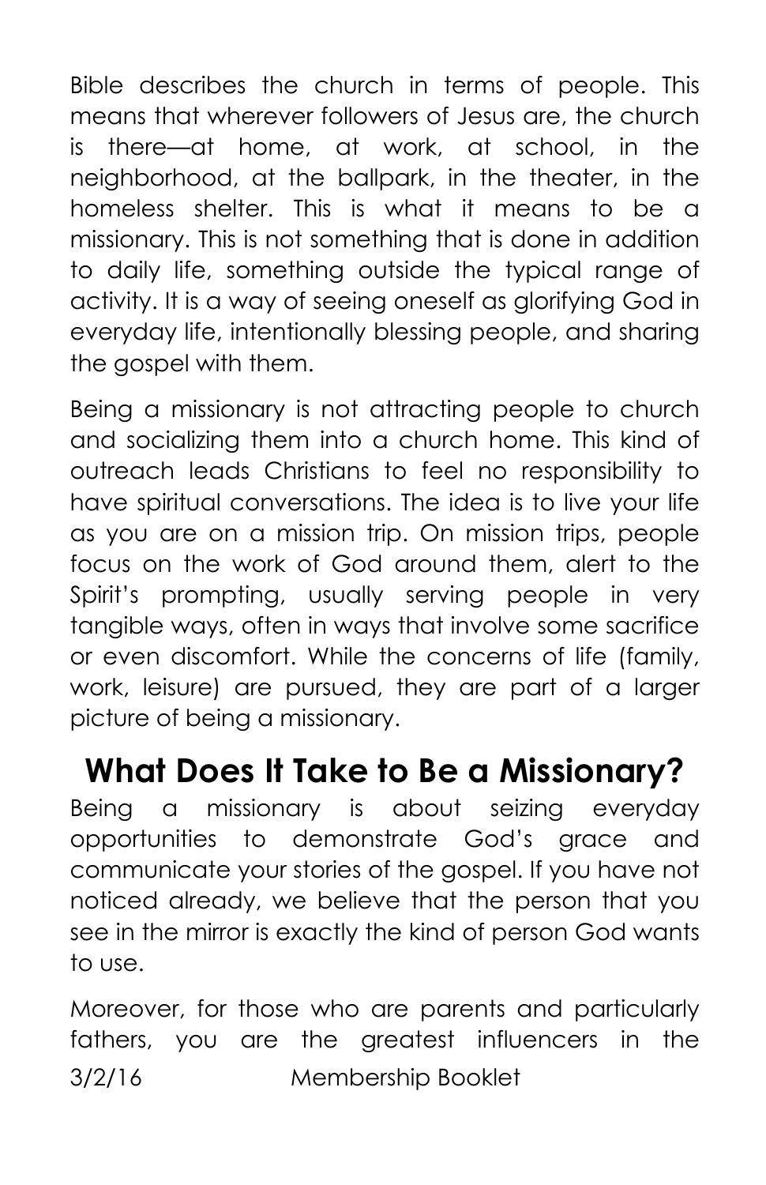Bible describes the church in terms of people. This means that wherever followers of Jesus are, the church is there—at home, at work, at school, in the neighborhood, at the ballpark, in the theater, in the homeless shelter. This is what it means to be a missionary. This is not something that is done in addition to daily life, something outside the typical range of activity. It is a way of seeing oneself as glorifying God in everyday life, intentionally blessing people, and sharing the gospel with them.

Being a missionary is not attracting people to church and socializing them into a church home. This kind of outreach leads Christians to feel no responsibility to have spiritual conversations. The idea is to live your life as you are on a mission trip. On mission trips, people focus on the work of God around them, alert to the Spirit's prompting, usually serving people in very tangible ways, often in ways that involve some sacrifice or even discomfort. While the concerns of life (family, work, leisure) are pursued, they are part of a larger picture of being a missionary.

## What Does It Take to Be a Missionary?

Being a missionary is about seizing everyday opportunities to demonstrate God's grace and communicate your stories of the gospel. If you have not noticed already, we believe that the person that you see in the mirror is exactly the kind of person God wants to use.

Moreover, for those who are parents and particularly fathers, you are the greatest influencers in the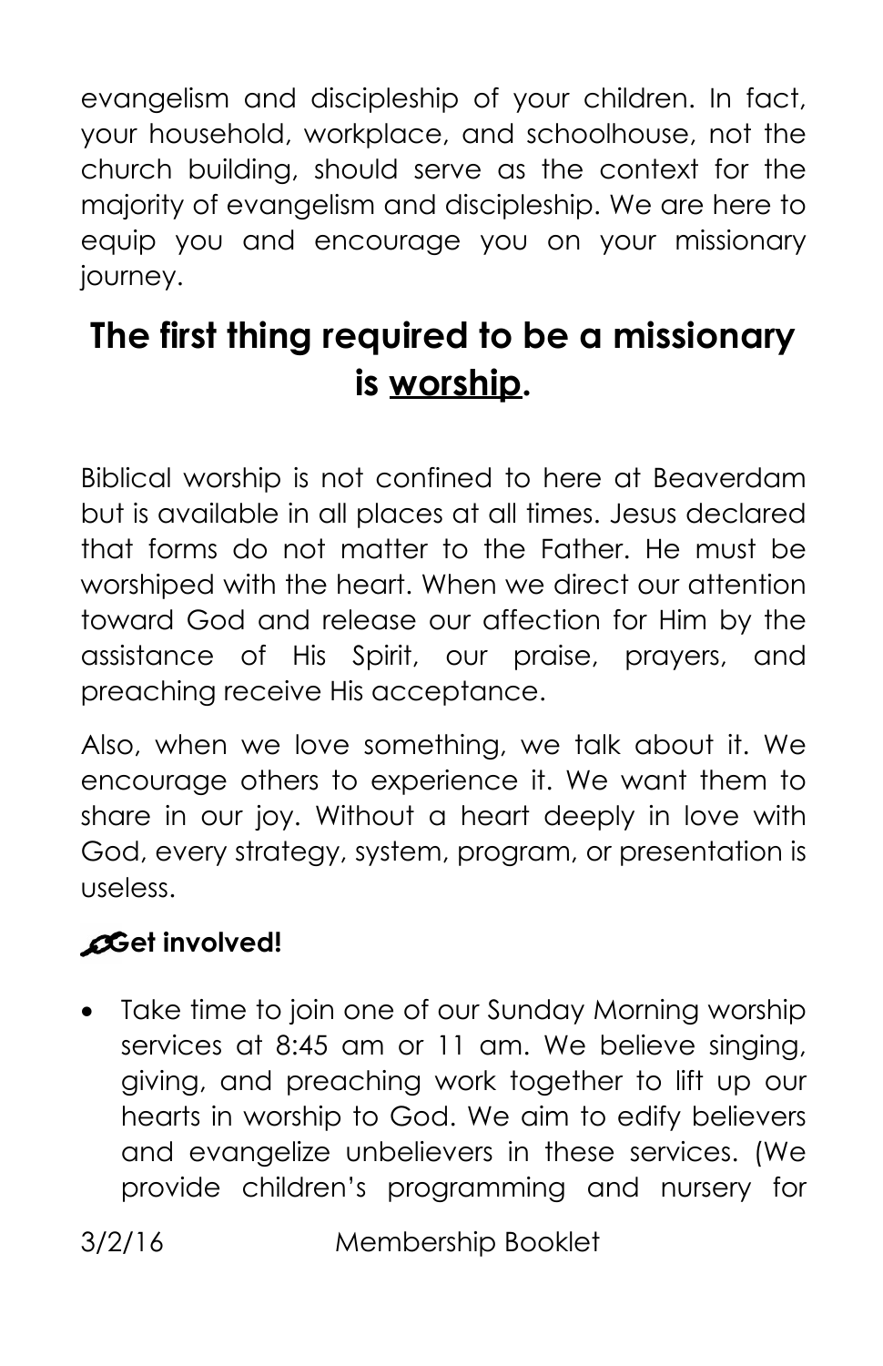evangelism and discipleship of your children. In fact, your household, workplace, and schoolhouse, not the church building, should serve as the context for the majority of evangelism and discipleship. We are here to equip you and encourage you on your missionary journey.

## The first thing required to be a missionary is worship.

Biblical worship is not confined to here at Beaverdam but is available in all places at all times. Jesus declared that forms do not matter to the Father. He must be worshiped with the heart. When we direct our attention toward God and release our affection for Him by the assistance of His Spirit, our praise, prayers, and preaching receive His acceptance.

Also, when we love something, we talk about it. We encourage others to experience it. We want them to share in our joy. Without a heart deeply in love with God, every strategy, system, program, or presentation is useless.

**Get involved!**

- Take time to join one of our Sunday Morning worship services at 8:45 am or 11 am. We believe singing, giving, and preaching work together to lift up our hearts in worship to God. We aim to edify believers and evangelize unbelievers in these services. (We provide children's programming and nursery for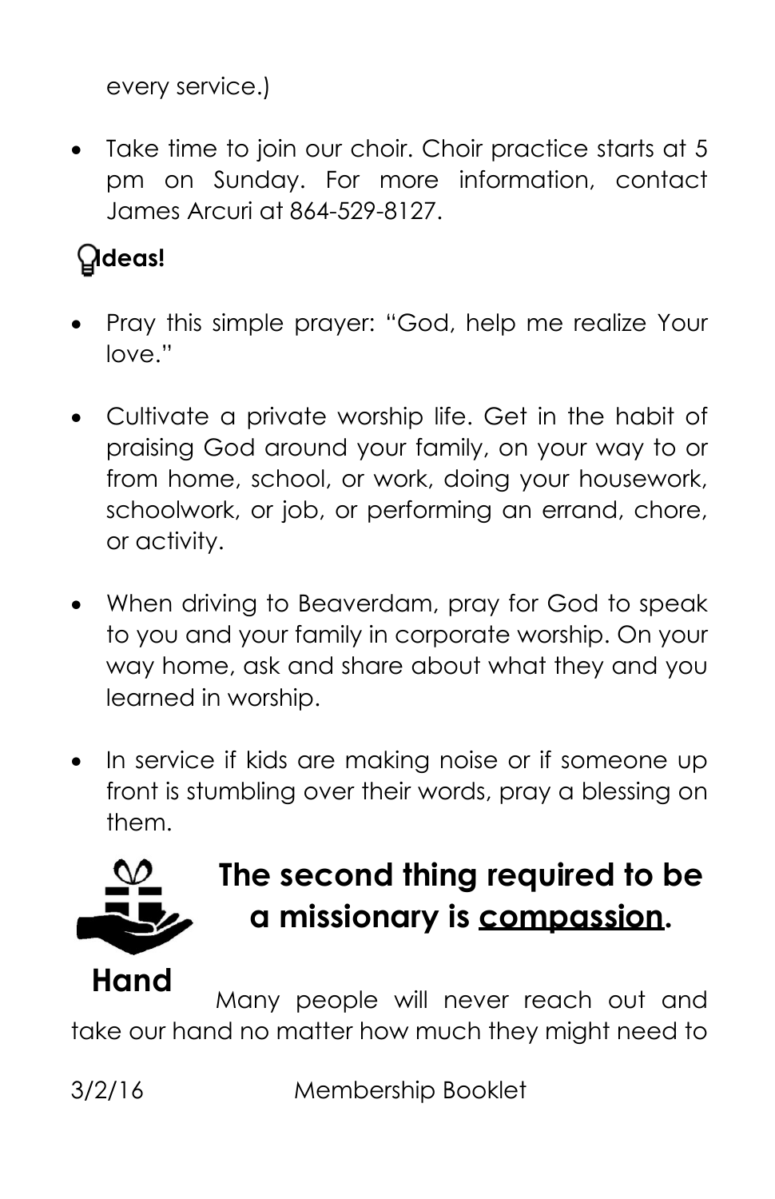every service.)

- Take time to join our choir. Choir practice starts at 5 pm on Sunday. For more information, contact James Arcuri at 864-529-8127.

**Ideas!**

- Pray this simple prayer: "God, help me realize Your love."

- Cultivate a private worship life. Get in the habit of praising God around your family, on your way to or from home, school, or work, doing your housework, schoolwork, or job, or performing an errand, chore, or activity.

- When driving to Beaverdam, pray for God to speak to you and your family in corporate worship. On your way home, ask and share about what they and you learned in worship.

- In service if kids are making noise or if someone up front is stumbling over their words, pray a blessing on them.

## The second thing required to be a missionary is <u>compassion</u>.

**Hand**

Many people will never reach out and take our hand no matter how much they might need to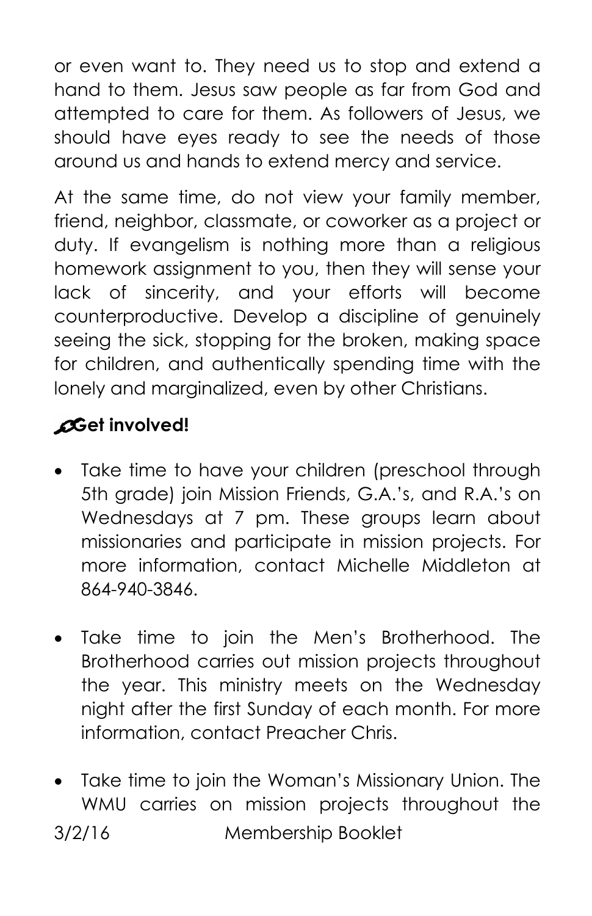or even want to. They need us to stop and extend a hand to them. Jesus saw people as far from God and attempted to care for them. As followers of Jesus, we should have eyes ready to see the needs of those around us and hands to extend mercy and service.

At the same time, do not view your family member, friend, neighbor, classmate, or coworker as a project or duty. If evangelism is nothing more than a religious homework assignment to you, then they will sense your lack of sincerity, and your efforts will become counterproductive. Develop a discipline of genuinely seeing the sick, stopping for the broken, making space for children, and authentically spending time with the lonely and marginalized, even by other Christians.

**Get involved!**

- Take time to have your children (preschool through 5th grade) join Mission Friends, G.A.'s, and R.A.'s on Wednesdays at 7 pm. These groups learn about missionaries and participate in mission projects. For more information, contact Michelle Middleton at 864-940-3846.

- Take time to join the Men's Brotherhood. The Brotherhood carries out mission projects throughout the year. This ministry meets on the Wednesday night after the first Sunday of each month. For more information, contact Preacher Chris.

- Take time to join the Woman's Missionary Union. The WMU carries on mission projects throughout the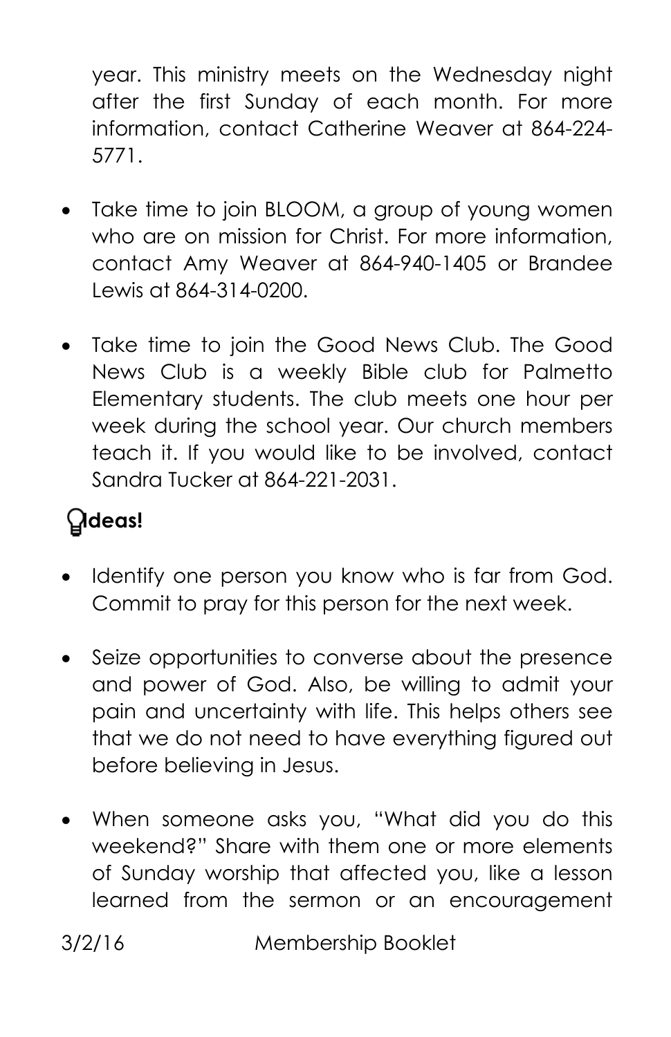year. This ministry meets on the Wednesday night after the first Sunday of each month. For more information, contact Catherine Weaver at 864-224-5771.

- Take time to join BLOOM, a group of young women who are on mission for Christ. For more information, contact Amy Weaver at 864-940-1405 or Brandee Lewis at 864-314-0200.

- Take time to join the Good News Club. The Good News Club is a weekly Bible club for Palmetto Elementary students. The club meets one hour per week during the school year. Our church members teach it. If you would like to be involved, contact Sandra Tucker at 864-221-2031.

### Ideas!

- Identify one person you know who is far from God. Commit to pray for this person for the next week.

- Seize opportunities to converse about the presence and power of God. Also, be willing to admit your pain and uncertainty with life. This helps others see that we do not need to have everything figured out before believing in Jesus.

- When someone asks you, "What did you do this weekend?" Share with them one or more elements of Sunday worship that affected you, like a lesson learned from the sermon or an encouragement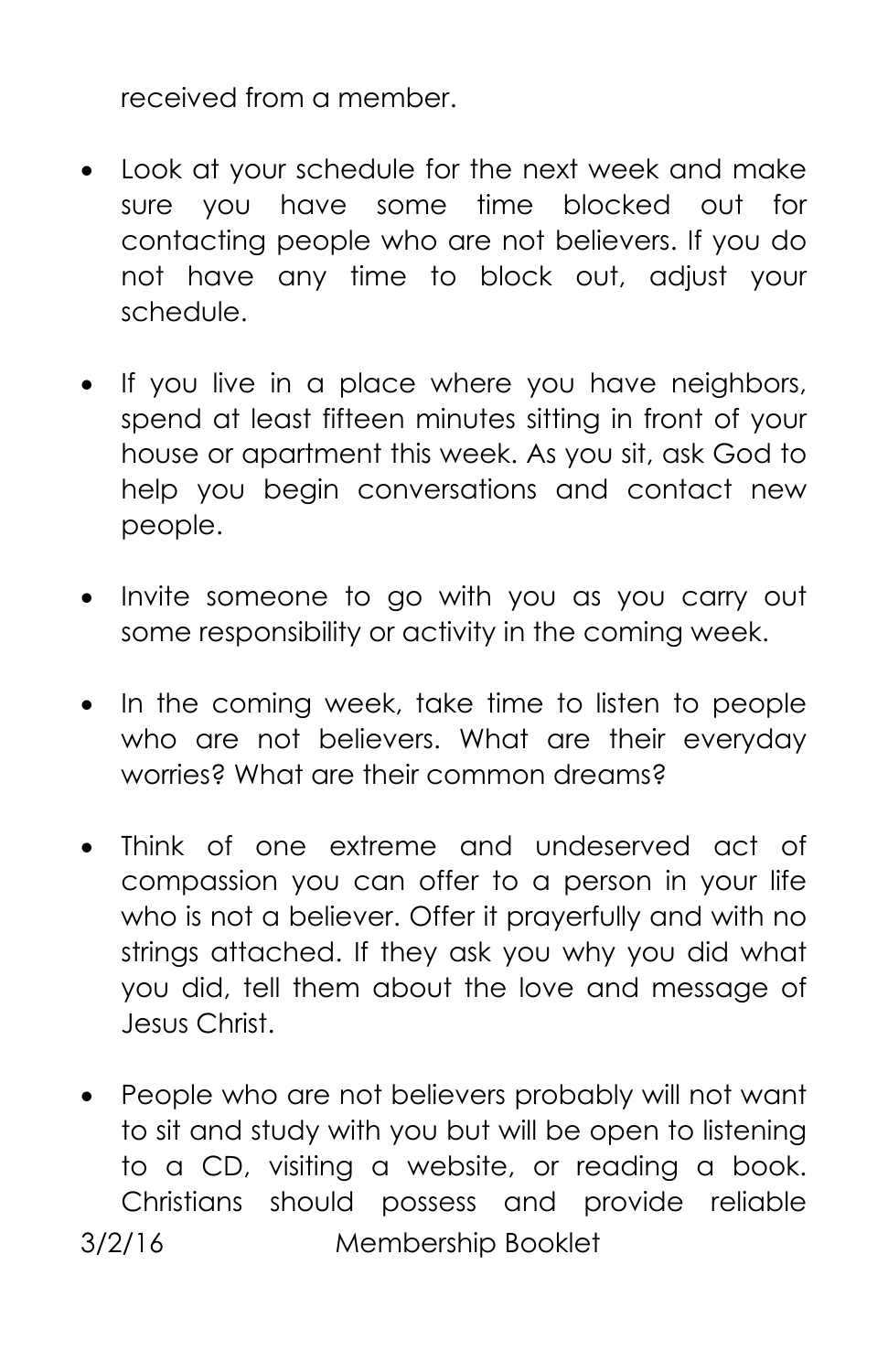received from a member.

- Look at your schedule for the next week and make sure you have some time blocked out for contacting people who are not believers. If you do not have any time to block out, adjust your schedule.

- If you live in a place where you have neighbors, spend at least fifteen minutes sitting in front of your house or apartment this week. As you sit, ask God to help you begin conversations and contact new people.

- Invite someone to go with you as you carry out some responsibility or activity in the coming week.

- In the coming week, take time to listen to people who are not believers. What are their everyday worries? What are their common dreams?

- Think of one extreme and undeserved act of compassion you can offer to a person in your life who is not a believer. Offer it prayerfully and with no strings attached. If they ask you why you did what you did, tell them about the love and message of Jesus Christ.

- People who are not believers probably will not want to sit and study with you but will be open to listening to a CD, visiting a website, or reading a book. Christians should possess and provide reliable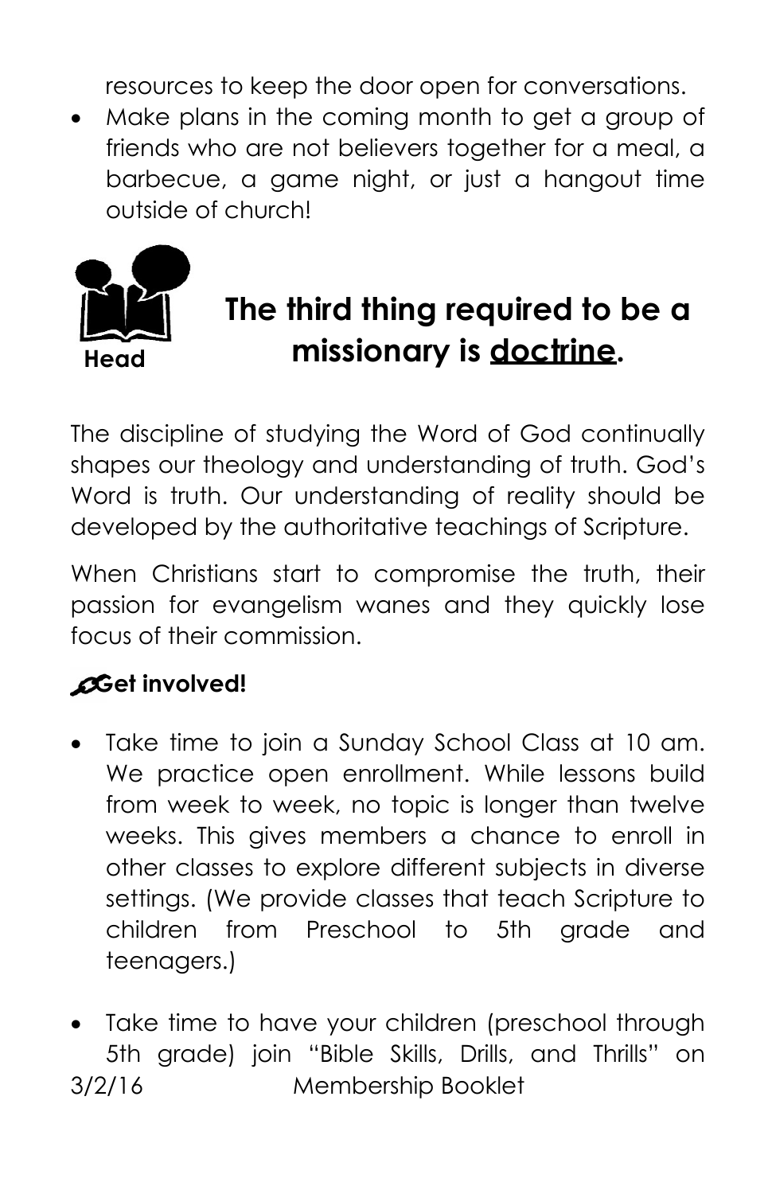resources to keep the door open for conversations.

- Make plans in the coming month to get a group of friends who are not believers together for a meal, a barbecue, a game night, or just a hangout time outside of church!

Head

## The third thing required to be a missionary is doctrine.

The discipline of studying the Word of God continually shapes our theology and understanding of truth. God's Word is truth. Our understanding of reality should be developed by the authoritative teachings of Scripture.

When Christians start to compromise the truth, their passion for evangelism wanes and they quickly lose focus of their commission.

**Get involved!**

- Take time to join a Sunday School Class at 10 am. We practice open enrollment. While lessons build from week to week, no topic is longer than twelve weeks. This gives members a chance to enroll in other classes to explore different subjects in diverse settings. (We provide classes that teach Scripture to children from Preschool to 5th grade and teenagers.)

- Take time to have your children (preschool through 5th grade) join "Bible Skills, Drills, and Thrills" on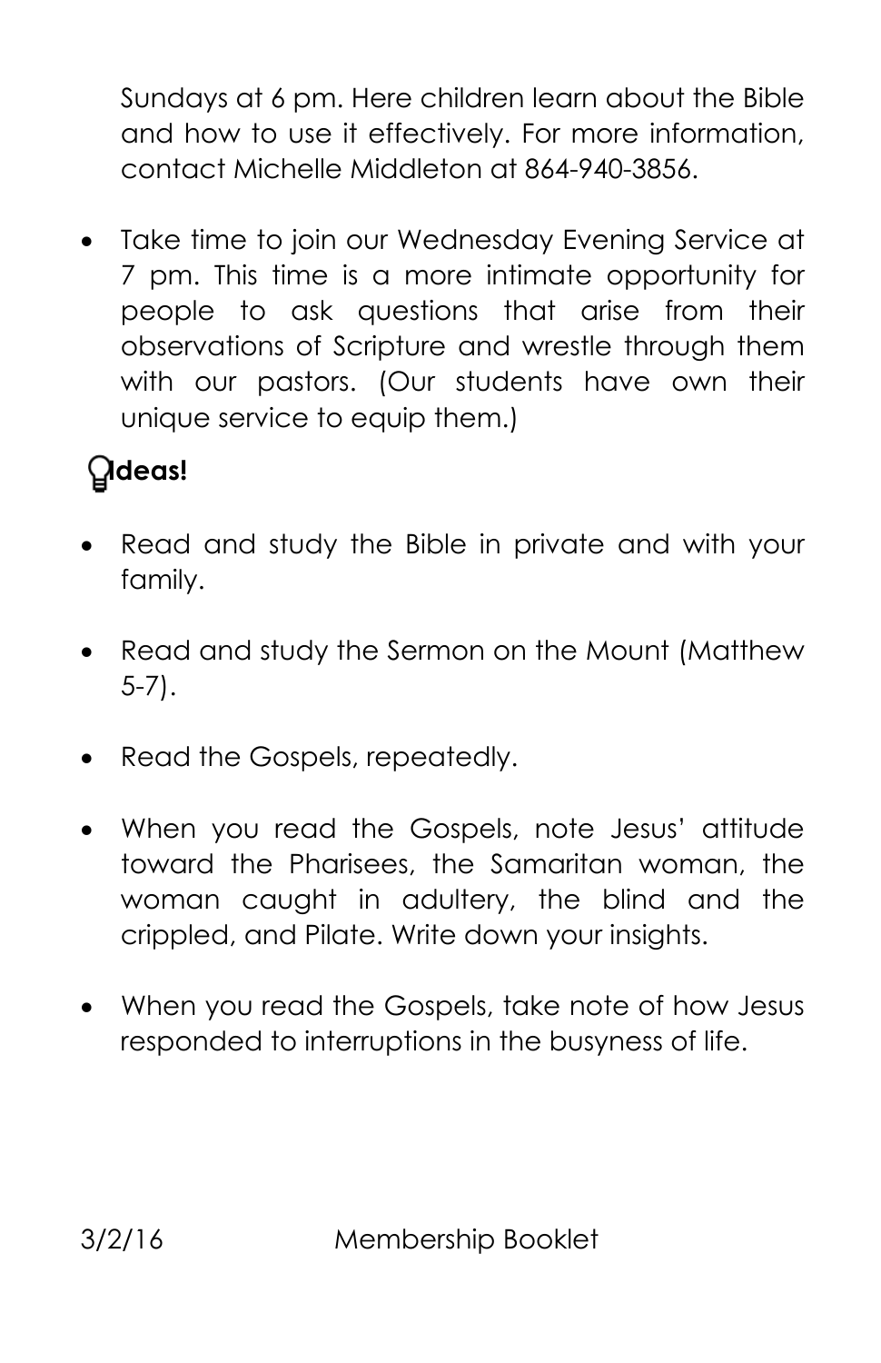Sundays at 6 pm. Here children learn about the Bible and how to use it effectively. For more information, contact Michelle Middleton at 864-940-3856.

- Take time to join our Wednesday Evening Service at 7 pm. This time is a more intimate opportunity for people to ask questions that arise from their observations of Scripture and wrestle through them with our pastors. (Our students have own their unique service to equip them.)

**Ideas!**

- Read and study the Bible in private and with your family.
- Read and study the Sermon on the Mount (Matthew 5-7).
- Read the Gospels, repeatedly.
- When you read the Gospels, note Jesus' attitude toward the Pharisees, the Samaritan woman, the woman caught in adultery, the blind and the crippled, and Pilate. Write down your insights.
- When you read the Gospels, take note of how Jesus responded to interruptions in the busyness of life.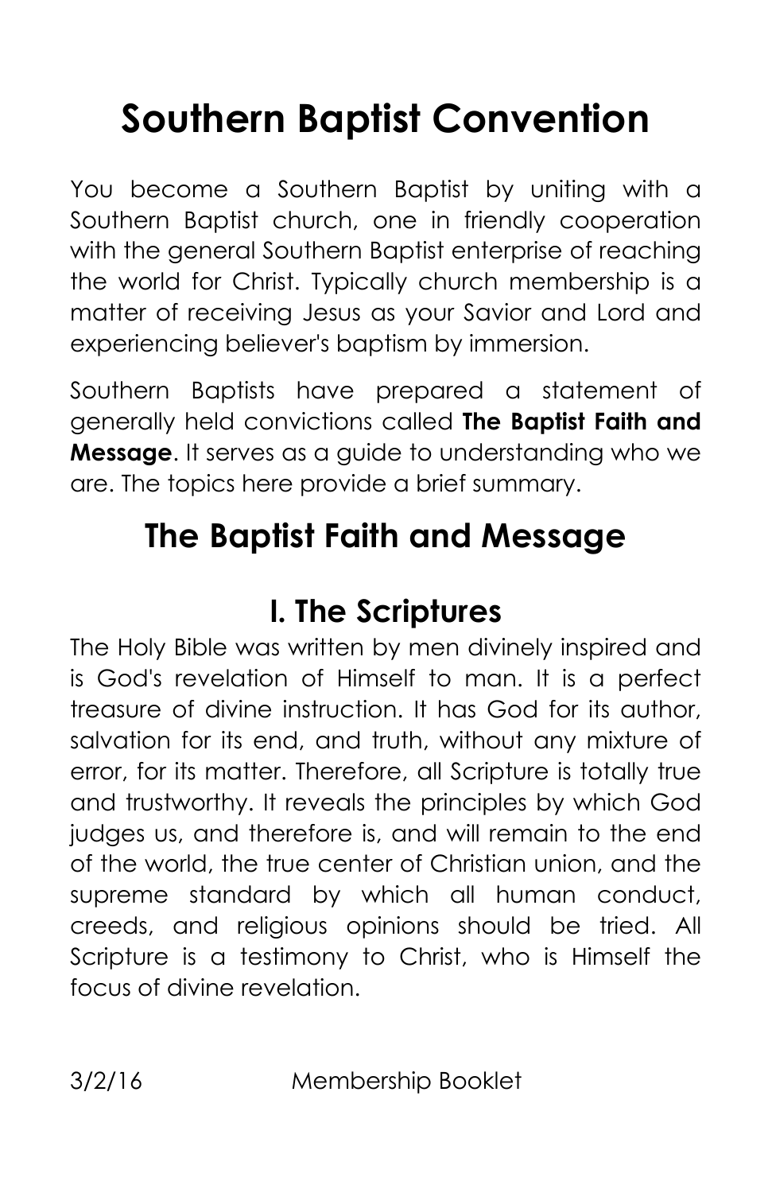# Southern Baptist Convention

You become a Southern Baptist by uniting with a Southern Baptist church, one in friendly cooperation with the general Southern Baptist enterprise of reaching the world for Christ. Typically church membership is a matter of receiving Jesus as your Savior and Lord and experiencing believer's baptism by immersion.

Southern Baptists have prepared a statement of generally held convictions called **The Baptist Faith and Message**. It serves as a guide to understanding who we are. The topics here provide a brief summary.

## The Baptist Faith and Message

### I. The Scriptures

The Holy Bible was written by men divinely inspired and is God's revelation of Himself to man. It is a perfect treasure of divine instruction. It has God for its author, salvation for its end, and truth, without any mixture of error, for its matter. Therefore, all Scripture is totally true and trustworthy. It reveals the principles by which God judges us, and therefore is, and will remain to the end of the world, the true center of Christian union, and the supreme standard by which all human conduct, creeds, and religious opinions should be tried. All Scripture is a testimony to Christ, who is Himself the focus of divine revelation.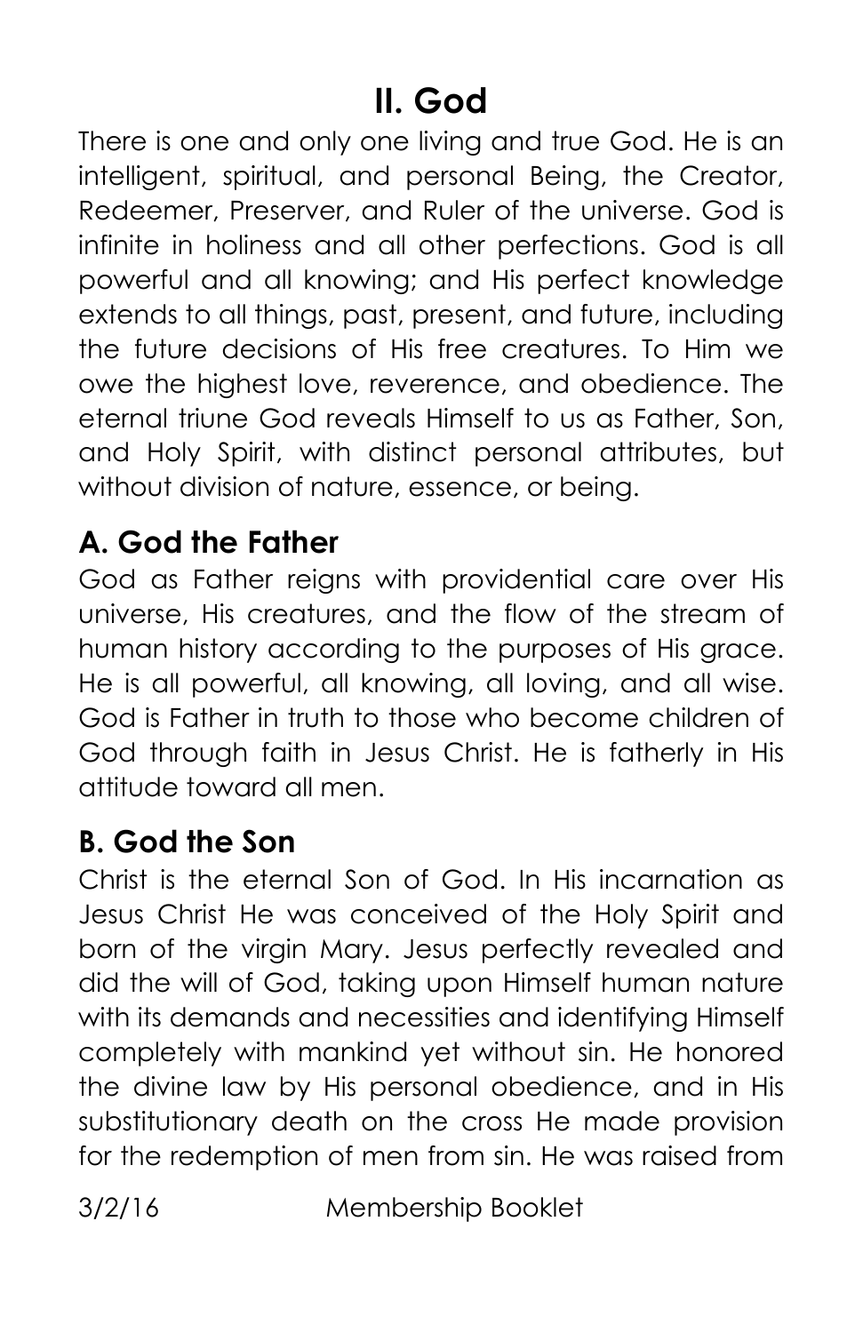# II. God

There is one and only one living and true God. He is an intelligent, spiritual, and personal Being, the Creator, Redeemer, Preserver, and Ruler of the universe. God is infinite in holiness and all other perfections. God is all powerful and all knowing; and His perfect knowledge extends to all things, past, present, and future, including the future decisions of His free creatures. To Him we owe the highest love, reverence, and obedience. The eternal triune God reveals Himself to us as Father, Son, and Holy Spirit, with distinct personal attributes, but without division of nature, essence, or being.

## A. God the Father

God as Father reigns with providential care over His universe, His creatures, and the flow of the stream of human history according to the purposes of His grace. He is all powerful, all knowing, all loving, and all wise. God is Father in truth to those who become children of God through faith in Jesus Christ. He is fatherly in His attitude toward all men.

## B. God the Son

Christ is the eternal Son of God. In His incarnation as Jesus Christ He was conceived of the Holy Spirit and born of the virgin Mary. Jesus perfectly revealed and did the will of God, taking upon Himself human nature with its demands and necessities and identifying Himself completely with mankind yet without sin. He honored the divine law by His personal obedience, and in His substitutionary death on the cross He made provision for the redemption of men from sin. He was raised from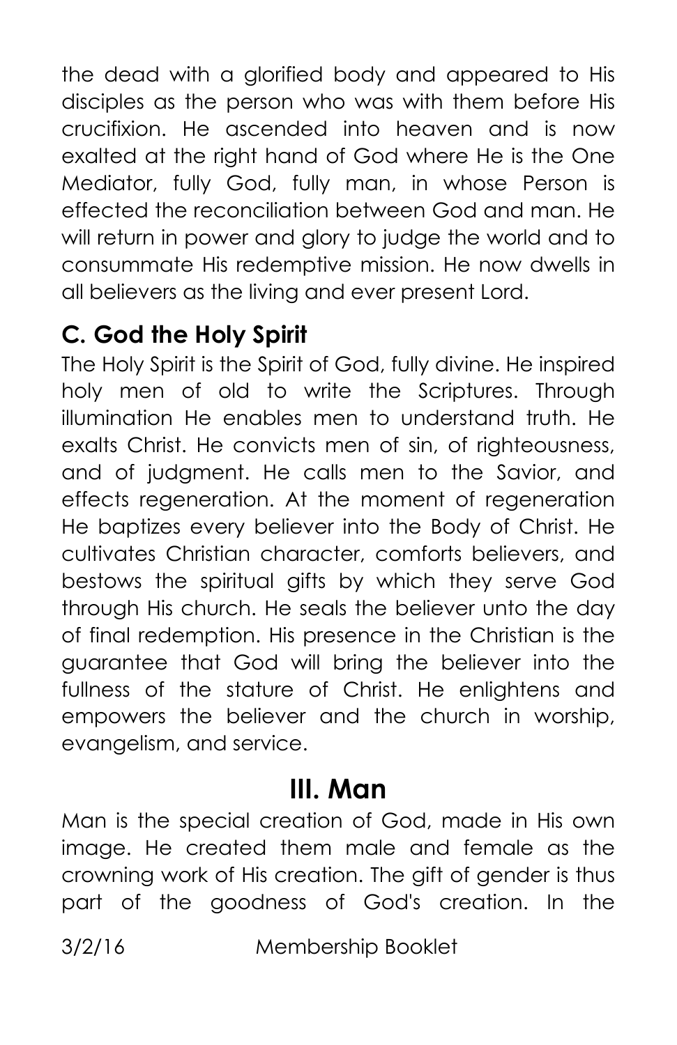the dead with a glorified body and appeared to His disciples as the person who was with them before His crucifixion. He ascended into heaven and is now exalted at the right hand of God where He is the One Mediator, fully God, fully man, in whose Person is effected the reconciliation between God and man. He will return in power and glory to judge the world and to consummate His redemptive mission. He now dwells in all believers as the living and ever present Lord.

### C. God the Holy Spirit

The Holy Spirit is the Spirit of God, fully divine. He inspired holy men of old to write the Scriptures. Through illumination He enables men to understand truth. He exalts Christ. He convicts men of sin, of righteousness, and of judgment. He calls men to the Savior, and effects regeneration. At the moment of regeneration He baptizes every believer into the Body of Christ. He cultivates Christian character, comforts believers, and bestows the spiritual gifts by which they serve God through His church. He seals the believer unto the day of final redemption. His presence in the Christian is the guarantee that God will bring the believer into the fullness of the stature of Christ. He enlightens and empowers the believer and the church in worship, evangelism, and service.

## III. Man

Man is the special creation of God, made in His own image. He created them male and female as the crowning work of His creation. The gift of gender is thus part of the goodness of God's creation. In the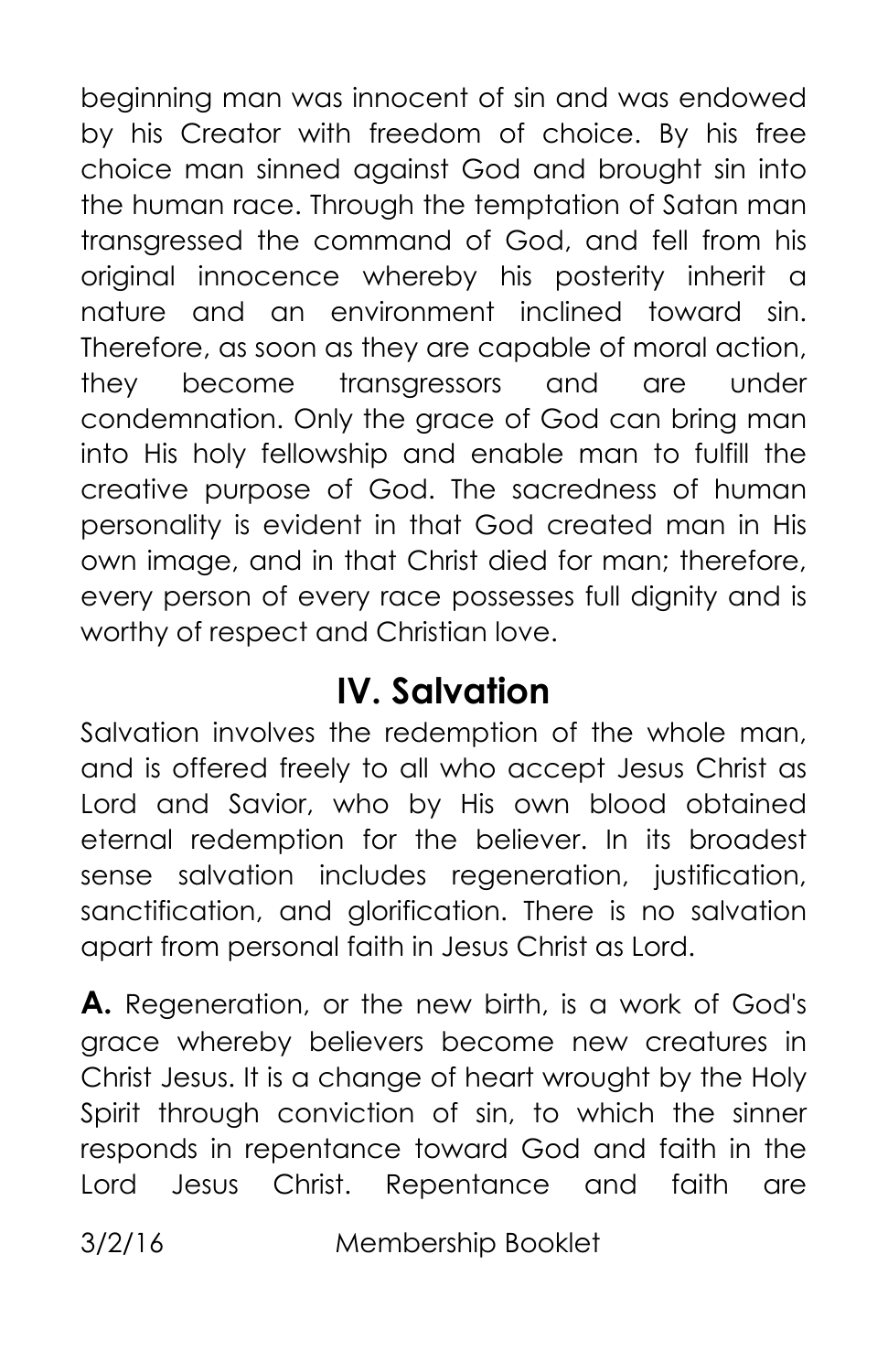beginning man was innocent of sin and was endowed by his Creator with freedom of choice. By his free choice man sinned against God and brought sin into the human race. Through the temptation of Satan man transgressed the command of God, and fell from his original innocence whereby his posterity inherit a nature and an environment inclined toward sin. Therefore, as soon as they are capable of moral action, they become transgressors and are under condemnation. Only the grace of God can bring man into His holy fellowship and enable man to fulfill the creative purpose of God. The sacredness of human personality is evident in that God created man in His own image, and in that Christ died for man; therefore, every person of every race possesses full dignity and is worthy of respect and Christian love.

## IV. Salvation

Salvation involves the redemption of the whole man, and is offered freely to all who accept Jesus Christ as Lord and Savior, who by His own blood obtained eternal redemption for the believer. In its broadest sense salvation includes regeneration, justification, sanctification, and glorification. There is no salvation apart from personal faith in Jesus Christ as Lord.

**A.** Regeneration, or the new birth, is a work of God's grace whereby believers become new creatures in Christ Jesus. It is a change of heart wrought by the Holy Spirit through conviction of sin, to which the sinner responds in repentance toward God and faith in the Lord Jesus Christ. Repentance and faith are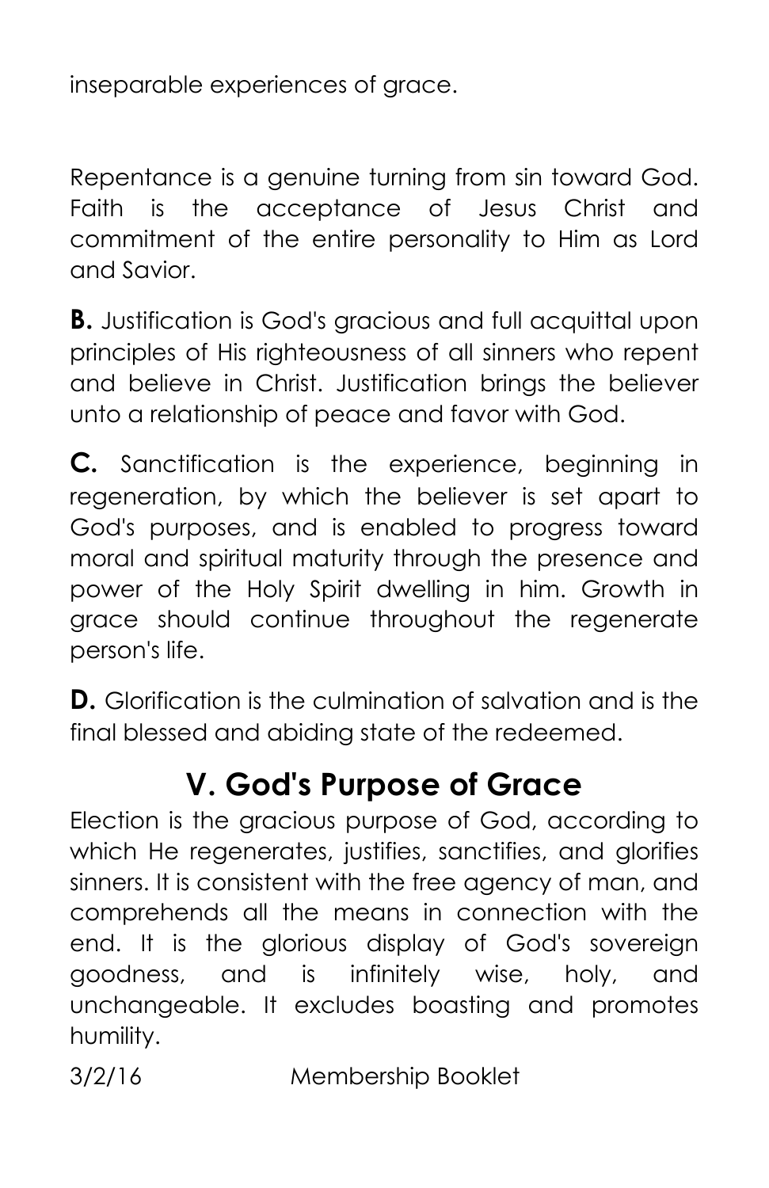inseparable experiences of grace.

Repentance is a genuine turning from sin toward God. Faith is the acceptance of Jesus Christ and commitment of the entire personality to Him as Lord and Savior.

**B.** Justification is God's gracious and full acquittal upon principles of His righteousness of all sinners who repent and believe in Christ. Justification brings the believer unto a relationship of peace and favor with God.

**C.** Sanctification is the experience, beginning in regeneration, by which the believer is set apart to God's purposes, and is enabled to progress toward moral and spiritual maturity through the presence and power of the Holy Spirit dwelling in him. Growth in grace should continue throughout the regenerate person's life.

**D.** Glorification is the culmination of salvation and is the final blessed and abiding state of the redeemed.

## V. God's Purpose of Grace

Election is the gracious purpose of God, according to which He regenerates, justifies, sanctifies, and glorifies sinners. It is consistent with the free agency of man, and comprehends all the means in connection with the end. It is the glorious display of God's sovereign goodness, and is infinitely wise, holy, and unchangeable. It excludes boasting and promotes humility.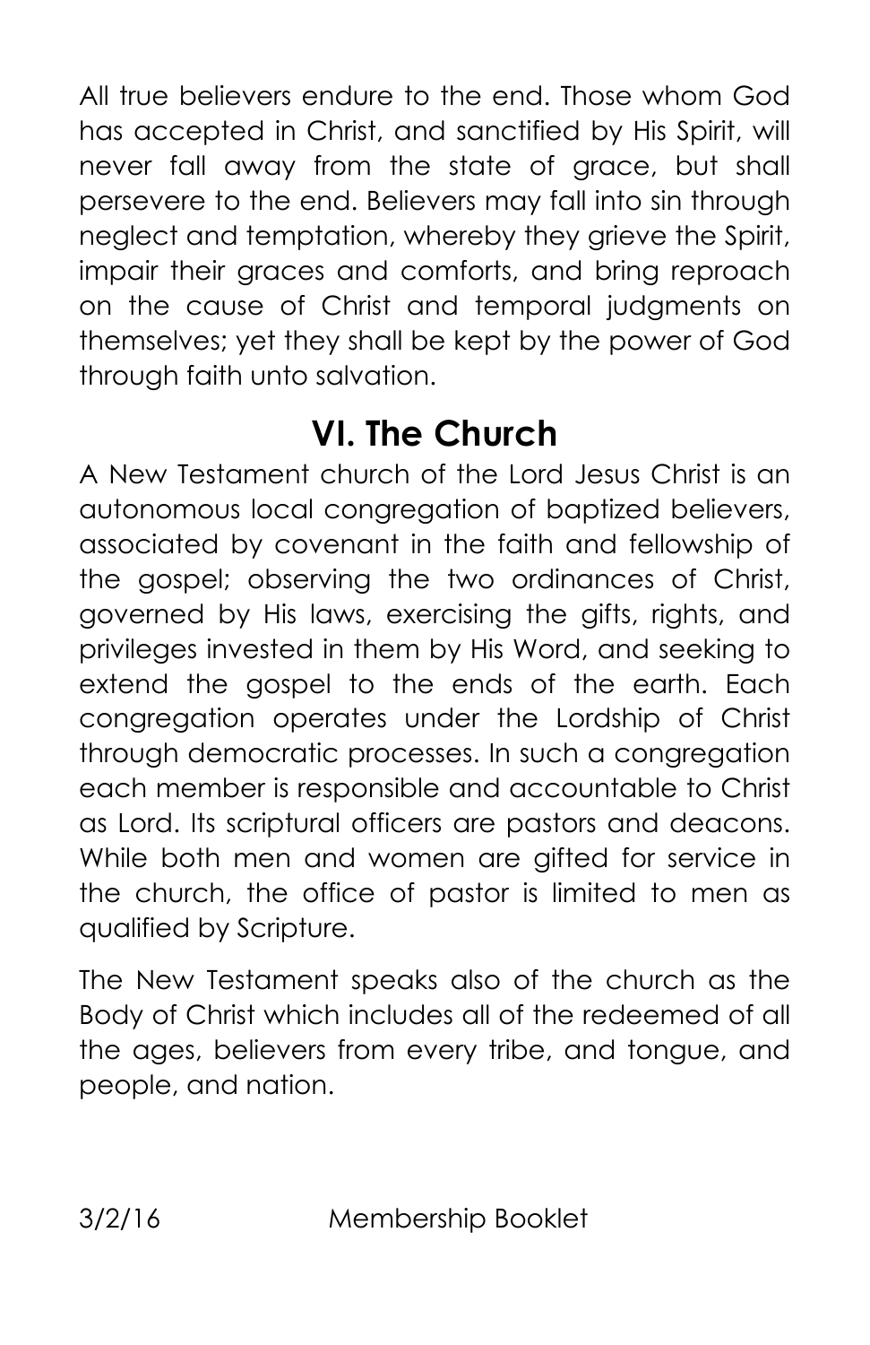All true believers endure to the end. Those whom God has accepted in Christ, and sanctified by His Spirit, will never fall away from the state of grace, but shall persevere to the end. Believers may fall into sin through neglect and temptation, whereby they grieve the Spirit, impair their graces and comforts, and bring reproach on the cause of Christ and temporal judgments on themselves; yet they shall be kept by the power of God through faith unto salvation.

## VI. The Church

A New Testament church of the Lord Jesus Christ is an autonomous local congregation of baptized believers, associated by covenant in the faith and fellowship of the gospel; observing the two ordinances of Christ, governed by His laws, exercising the gifts, rights, and privileges invested in them by His Word, and seeking to extend the gospel to the ends of the earth. Each congregation operates under the Lordship of Christ through democratic processes. In such a congregation each member is responsible and accountable to Christ as Lord. Its scriptural officers are pastors and deacons. While both men and women are gifted for service in the church, the office of pastor is limited to men as qualified by Scripture.

The New Testament speaks also of the church as the Body of Christ which includes all of the redeemed of all the ages, believers from every tribe, and tongue, and people, and nation.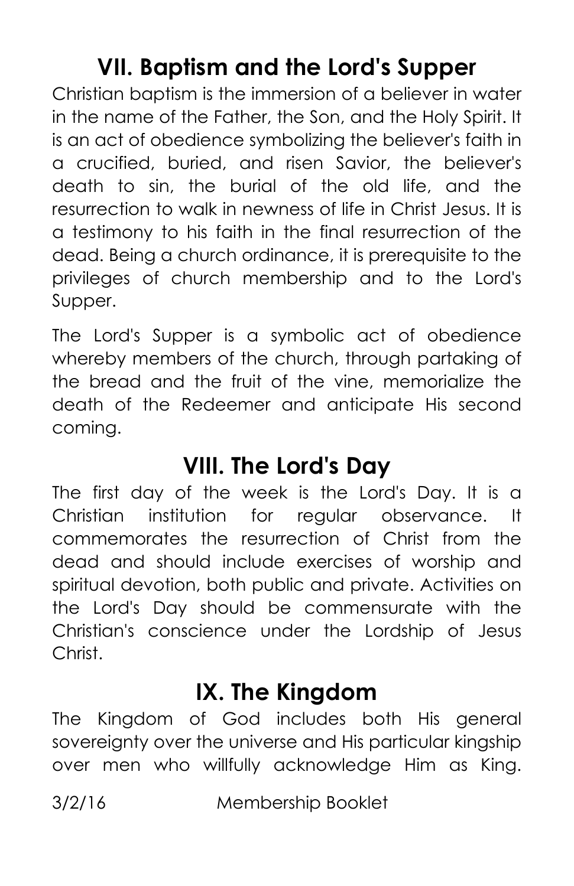## VII. Baptism and the Lord's Supper

Christian baptism is the immersion of a believer in water in the name of the Father, the Son, and the Holy Spirit. It is an act of obedience symbolizing the believer's faith in a crucified, buried, and risen Savior, the believer's death to sin, the burial of the old life, and the resurrection to walk in newness of life in Christ Jesus. It is a testimony to his faith in the final resurrection of the dead. Being a church ordinance, it is prerequisite to the privileges of church membership and to the Lord's Supper.

The Lord's Supper is a symbolic act of obedience whereby members of the church, through partaking of the bread and the fruit of the vine, memorialize the death of the Redeemer and anticipate His second coming.

## VIII. The Lord's Day

The first day of the week is the Lord's Day. It is a Christian institution for regular observance. It commemorates the resurrection of Christ from the dead and should include exercises of worship and spiritual devotion, both public and private. Activities on the Lord's Day should be commensurate with the Christian's conscience under the Lordship of Jesus Christ.

## IX. The Kingdom

The Kingdom of God includes both His general sovereignty over the universe and His particular kingship over men who willfully acknowledge Him as King.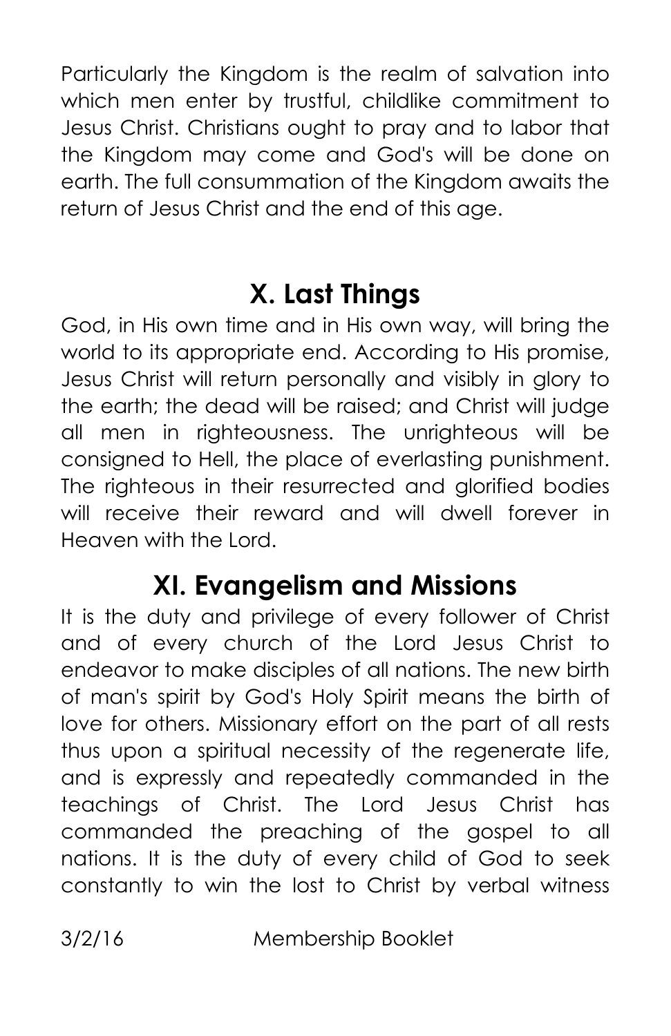Particularly the Kingdom is the realm of salvation into which men enter by trustful, childlike commitment to Jesus Christ. Christians ought to pray and to labor that the Kingdom may come and God's will be done on earth. The full consummation of the Kingdom awaits the return of Jesus Christ and the end of this age.

## X. Last Things

God, in His own time and in His own way, will bring the world to its appropriate end. According to His promise, Jesus Christ will return personally and visibly in glory to the earth; the dead will be raised; and Christ will judge all men in righteousness. The unrighteous will be consigned to Hell, the place of everlasting punishment. The righteous in their resurrected and glorified bodies will receive their reward and will dwell forever in Heaven with the Lord.

## XI. Evangelism and Missions

It is the duty and privilege of every follower of Christ and of every church of the Lord Jesus Christ to endeavor to make disciples of all nations. The new birth of man's spirit by God's Holy Spirit means the birth of love for others. Missionary effort on the part of all rests thus upon a spiritual necessity of the regenerate life, and is expressly and repeatedly commanded in the teachings of Christ. The Lord Jesus Christ has commanded the preaching of the gospel to all nations. It is the duty of every child of God to seek constantly to win the lost to Christ by verbal witness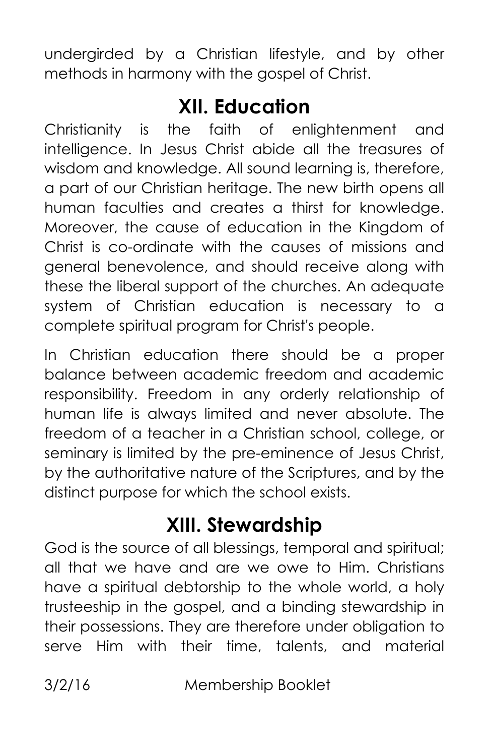undergirded by a Christian lifestyle, and by other methods in harmony with the gospel of Christ.

## XII. Education

Christianity is the faith of enlightenment and intelligence. In Jesus Christ abide all the treasures of wisdom and knowledge. All sound learning is, therefore, a part of our Christian heritage. The new birth opens all human faculties and creates a thirst for knowledge. Moreover, the cause of education in the Kingdom of Christ is co-ordinate with the causes of missions and general benevolence, and should receive along with these the liberal support of the churches. An adequate system of Christian education is necessary to a complete spiritual program for Christ's people.

In Christian education there should be a proper balance between academic freedom and academic responsibility. Freedom in any orderly relationship of human life is always limited and never absolute. The freedom of a teacher in a Christian school, college, or seminary is limited by the pre-eminence of Jesus Christ, by the authoritative nature of the Scriptures, and by the distinct purpose for which the school exists.

## XIII. Stewardship

God is the source of all blessings, temporal and spiritual; all that we have and are we owe to Him. Christians have a spiritual debtorship to the whole world, a holy trusteeship in the gospel, and a binding stewardship in their possessions. They are therefore under obligation to serve Him with their time, talents, and material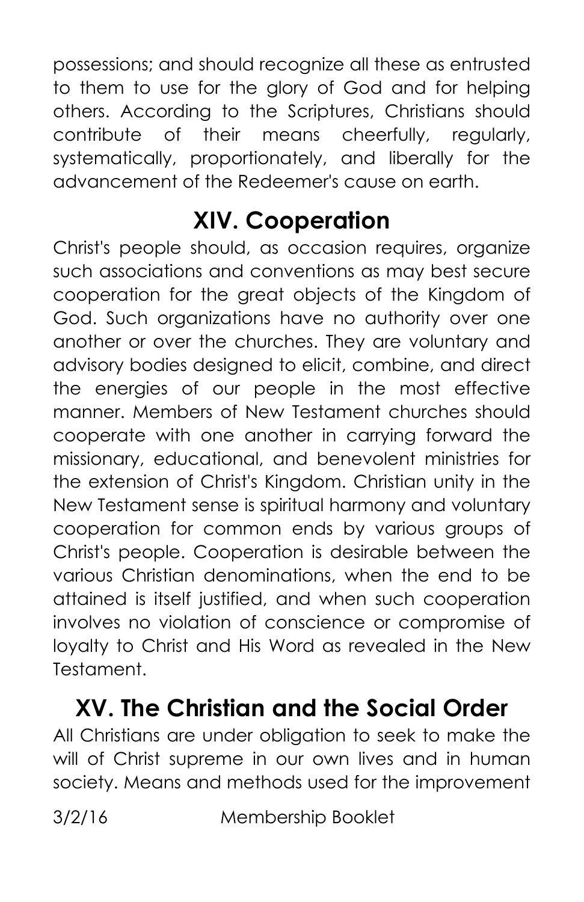possessions; and should recognize all these as entrusted to them to use for the glory of God and for helping others. According to the Scriptures, Christians should contribute of their means cheerfully, regularly, systematically, proportionately, and liberally for the advancement of the Redeemer's cause on earth.

## XIV. Cooperation

Christ's people should, as occasion requires, organize such associations and conventions as may best secure cooperation for the great objects of the Kingdom of God. Such organizations have no authority over one another or over the churches. They are voluntary and advisory bodies designed to elicit, combine, and direct the energies of our people in the most effective manner. Members of New Testament churches should cooperate with one another in carrying forward the missionary, educational, and benevolent ministries for the extension of Christ's Kingdom. Christian unity in the New Testament sense is spiritual harmony and voluntary cooperation for common ends by various groups of Christ's people. Cooperation is desirable between the various Christian denominations, when the end to be attained is itself justified, and when such cooperation involves no violation of conscience or compromise of loyalty to Christ and His Word as revealed in the New Testament.

## XV. The Christian and the Social Order

All Christians are under obligation to seek to make the will of Christ supreme in our own lives and in human society. Means and methods used for the improvement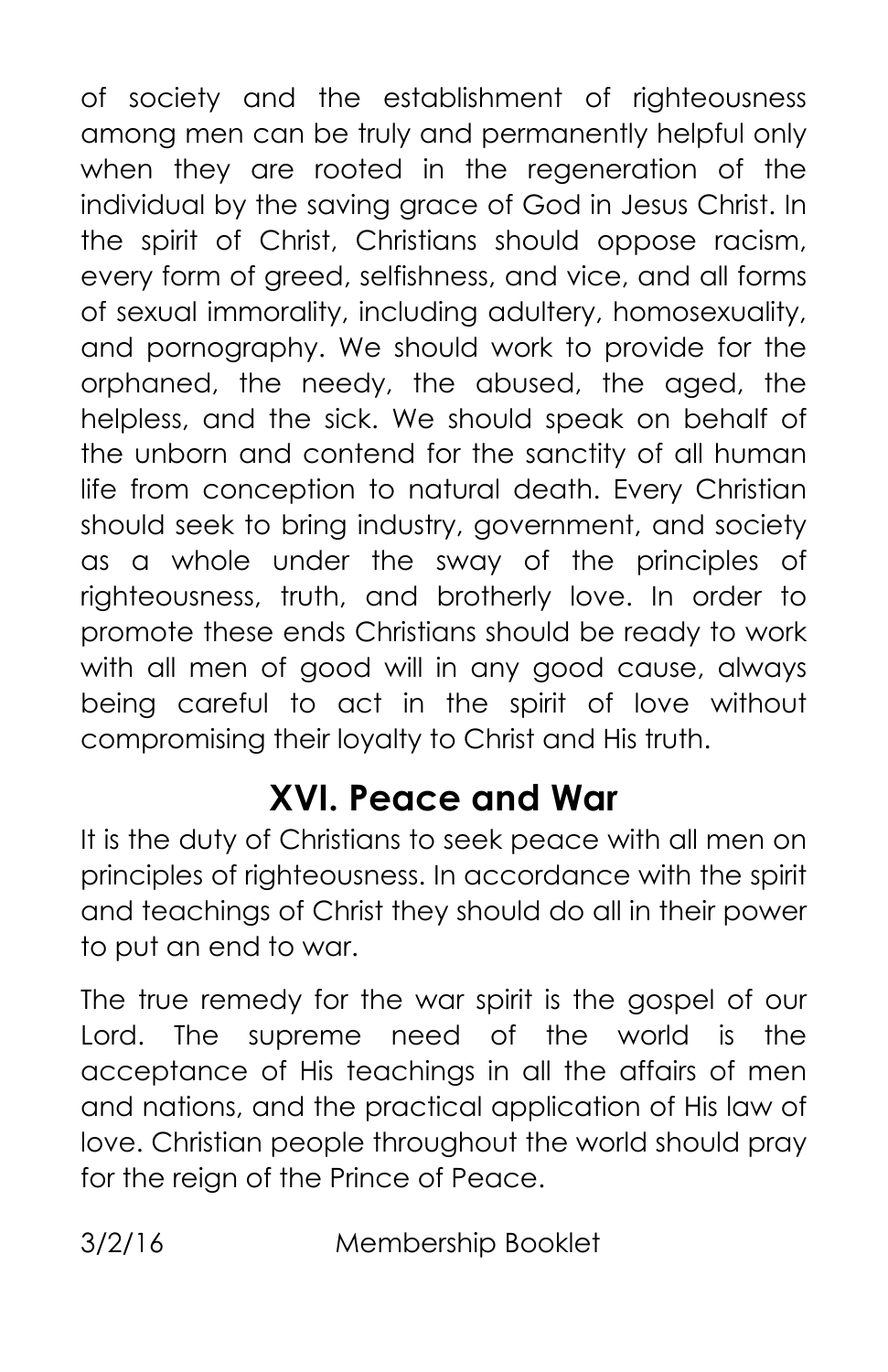of society and the establishment of righteousness among men can be truly and permanently helpful only when they are rooted in the regeneration of the individual by the saving grace of God in Jesus Christ. In the spirit of Christ, Christians should oppose racism, every form of greed, selfishness, and vice, and all forms of sexual immorality, including adultery, homosexuality, and pornography. We should work to provide for the orphaned, the needy, the abused, the aged, the helpless, and the sick. We should speak on behalf of the unborn and contend for the sanctity of all human life from conception to natural death. Every Christian should seek to bring industry, government, and society as a whole under the sway of the principles of righteousness, truth, and brotherly love. In order to promote these ends Christians should be ready to work with all men of good will in any good cause, always being careful to act in the spirit of love without compromising their loyalty to Christ and His truth.

## XVI. Peace and War

It is the duty of Christians to seek peace with all men on principles of righteousness. In accordance with the spirit and teachings of Christ they should do all in their power to put an end to war.

The true remedy for the war spirit is the gospel of our Lord. The supreme need of the world is the acceptance of His teachings in all the affairs of men and nations, and the practical application of His law of love. Christian people throughout the world should pray for the reign of the Prince of Peace.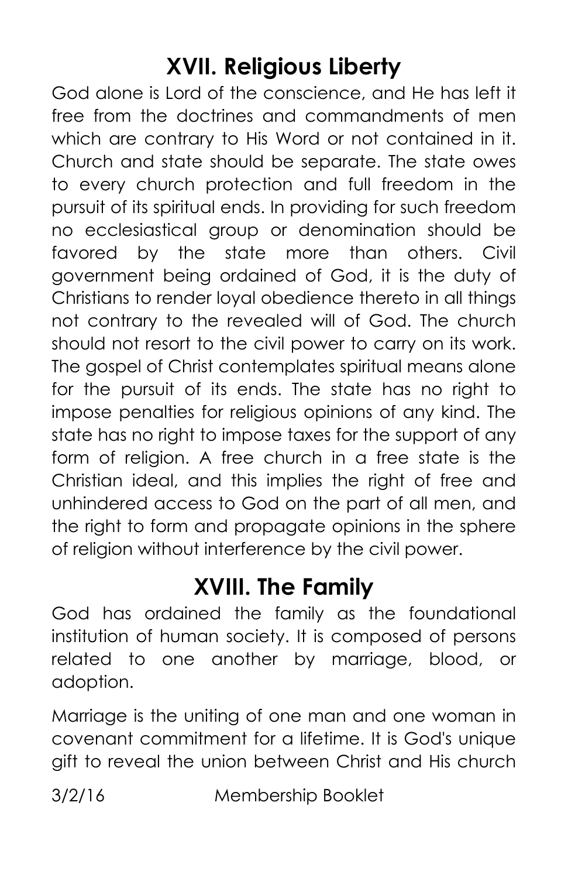## XVII. Religious Liberty

God alone is Lord of the conscience, and He has left it free from the doctrines and commandments of men which are contrary to His Word or not contained in it. Church and state should be separate. The state owes to every church protection and full freedom in the pursuit of its spiritual ends. In providing for such freedom no ecclesiastical group or denomination should be favored by the state more than others. Civil government being ordained of God, it is the duty of Christians to render loyal obedience thereto in all things not contrary to the revealed will of God. The church should not resort to the civil power to carry on its work. The gospel of Christ contemplates spiritual means alone for the pursuit of its ends. The state has no right to impose penalties for religious opinions of any kind. The state has no right to impose taxes for the support of any form of religion. A free church in a free state is the Christian ideal, and this implies the right of free and unhindered access to God on the part of all men, and the right to form and propagate opinions in the sphere of religion without interference by the civil power.

## XVIII. The Family

God has ordained the family as the foundational institution of human society. It is composed of persons related to one another by marriage, blood, or adoption.

Marriage is the uniting of one man and one woman in covenant commitment for a lifetime. It is God's unique gift to reveal the union between Christ and His church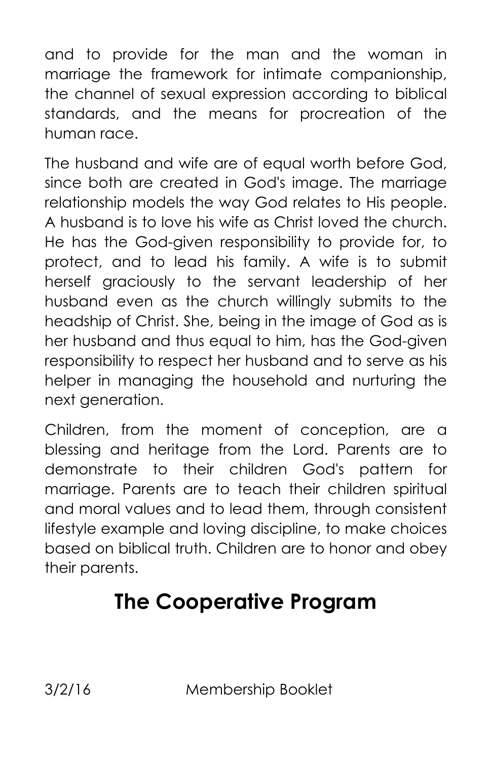and to provide for the man and the woman in marriage the framework for intimate companionship, the channel of sexual expression according to biblical standards, and the means for procreation of the human race.

The husband and wife are of equal worth before God, since both are created in God's image. The marriage relationship models the way God relates to His people. A husband is to love his wife as Christ loved the church. He has the God-given responsibility to provide for, to protect, and to lead his family. A wife is to submit herself graciously to the servant leadership of her husband even as the church willingly submits to the headship of Christ. She, being in the image of God as is her husband and thus equal to him, has the God-given responsibility to respect her husband and to serve as his helper in managing the household and nurturing the next generation.

Children, from the moment of conception, are a blessing and heritage from the Lord. Parents are to demonstrate to their children God's pattern for marriage. Parents are to teach their children spiritual and moral values and to lead them, through consistent lifestyle example and loving discipline, to make choices based on biblical truth. Children are to honor and obey their parents.

## The Cooperative Program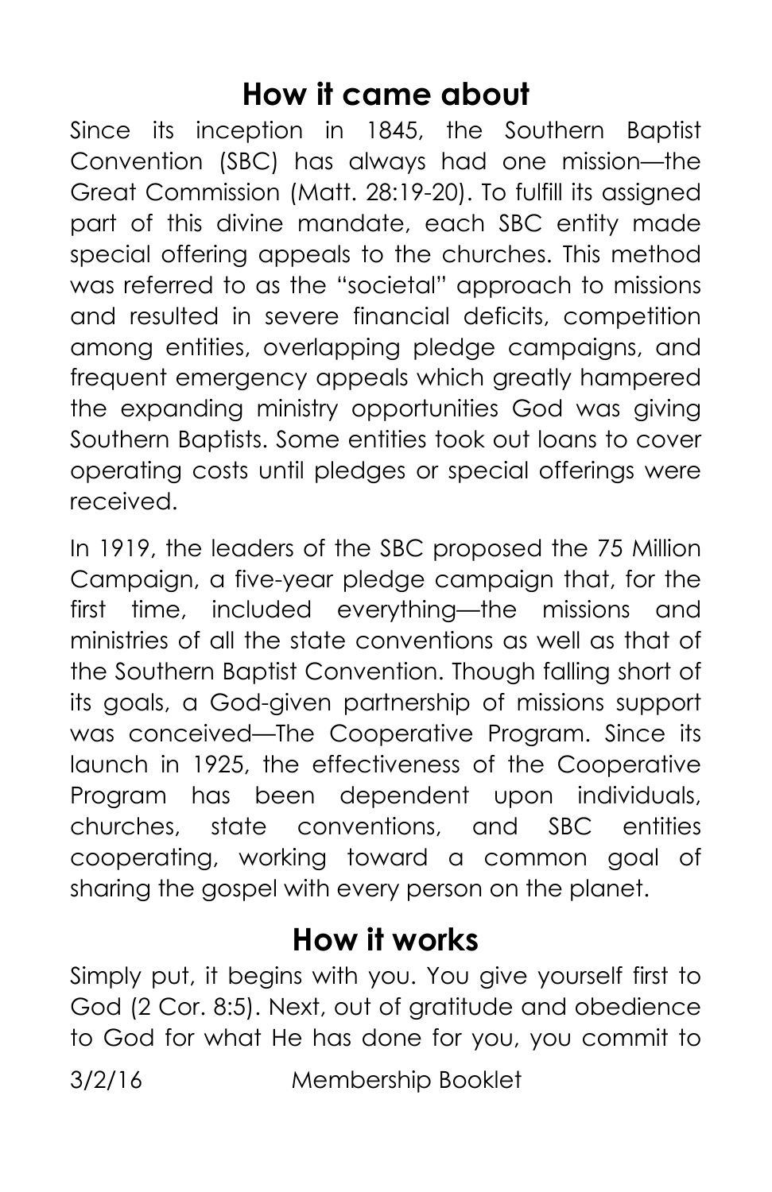## How it came about

Since its inception in 1845, the Southern Baptist Convention (SBC) has always had one mission—the Great Commission (Matt. 28:19-20). To fulfill its assigned part of this divine mandate, each SBC entity made special offering appeals to the churches. This method was referred to as the "societal" approach to missions and resulted in severe financial deficits, competition among entities, overlapping pledge campaigns, and frequent emergency appeals which greatly hampered the expanding ministry opportunities God was giving Southern Baptists. Some entities took out loans to cover operating costs until pledges or special offerings were received.

In 1919, the leaders of the SBC proposed the 75 Million Campaign, a five-year pledge campaign that, for the first time, included everything—the missions and ministries of all the state conventions as well as that of the Southern Baptist Convention. Though falling short of its goals, a God-given partnership of missions support was conceived—The Cooperative Program. Since its launch in 1925, the effectiveness of the Cooperative Program has been dependent upon individuals, churches, state conventions, and SBC entities cooperating, working toward a common goal of sharing the gospel with every person on the planet.

## How it works

Simply put, it begins with you. You give yourself first to God (2 Cor. 8:5). Next, out of gratitude and obedience to God for what He has done for you, you commit to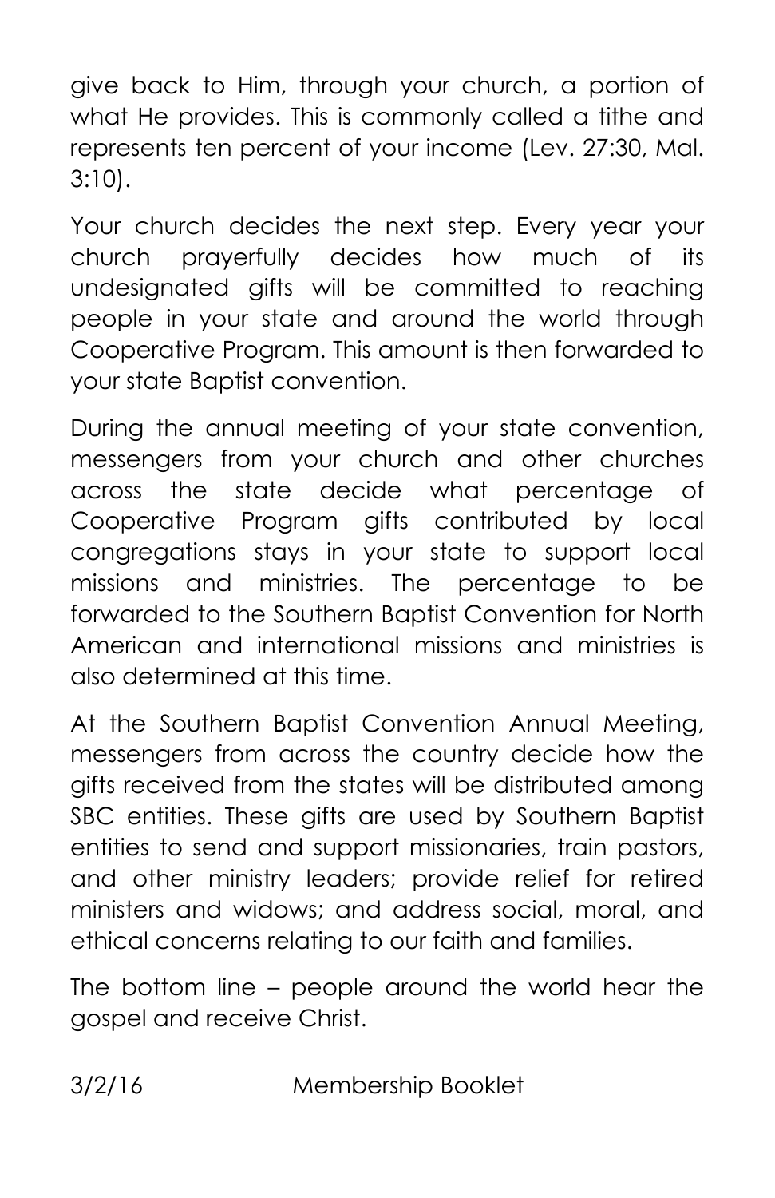give back to Him, through your church, a portion of what He provides. This is commonly called a tithe and represents ten percent of your income (Lev. 27:30, Mal. 3:10).

Your church decides the next step. Every year your church prayerfully decides how much of its undesignated gifts will be committed to reaching people in your state and around the world through Cooperative Program. This amount is then forwarded to your state Baptist convention.

During the annual meeting of your state convention, messengers from your church and other churches across the state decide what percentage of Cooperative Program gifts contributed by local congregations stays in your state to support local missions and ministries. The percentage to be forwarded to the Southern Baptist Convention for North American and international missions and ministries is also determined at this time.

At the Southern Baptist Convention Annual Meeting, messengers from across the country decide how the gifts received from the states will be distributed among SBC entities. These gifts are used by Southern Baptist entities to send and support missionaries, train pastors, and other ministry leaders; provide relief for retired ministers and widows; and address social, moral, and ethical concerns relating to our faith and families.

The bottom line – people around the world hear the gospel and receive Christ.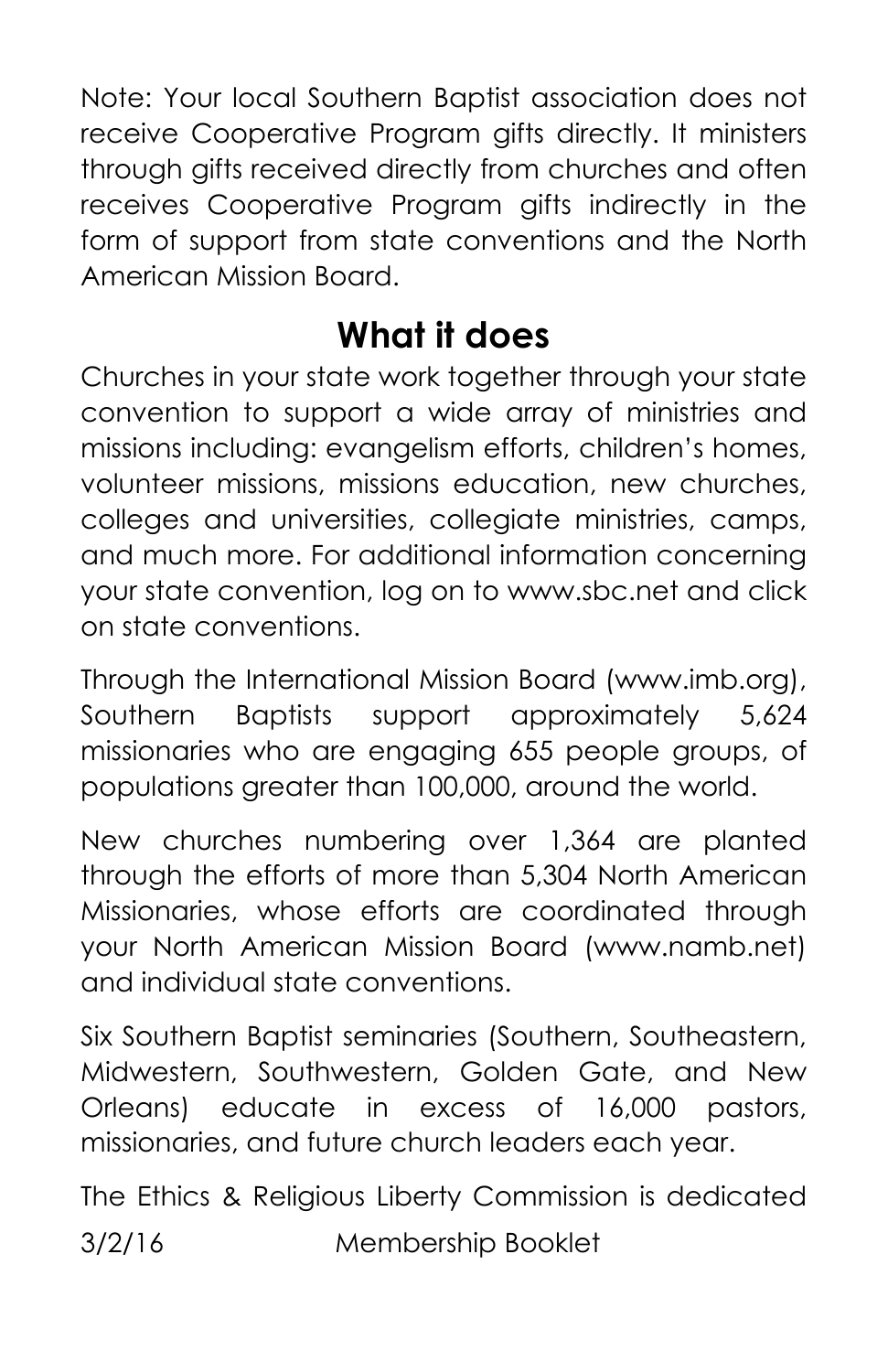Note: Your local Southern Baptist association does not receive Cooperative Program gifts directly. It ministers through gifts received directly from churches and often receives Cooperative Program gifts indirectly in the form of support from state conventions and the North American Mission Board.

## What it does

Churches in your state work together through your state convention to support a wide array of ministries and missions including: evangelism efforts, children's homes, volunteer missions, missions education, new churches, colleges and universities, collegiate ministries, camps, and much more. For additional information concerning your state convention, log on to www.sbc.net and click on state conventions.

Through the International Mission Board (www.imb.org), Southern Baptists support approximately 5,624 missionaries who are engaging 655 people groups, of populations greater than 100,000, around the world.

New churches numbering over 1,364 are planted through the efforts of more than 5,304 North American Missionaries, whose efforts are coordinated through your North American Mission Board (www.namb.net) and individual state conventions.

Six Southern Baptist seminaries (Southern, Southeastern, Midwestern, Southwestern, Golden Gate, and New Orleans) educate in excess of 16,000 pastors, missionaries, and future church leaders each year.

The Ethics & Religious Liberty Commission is dedicated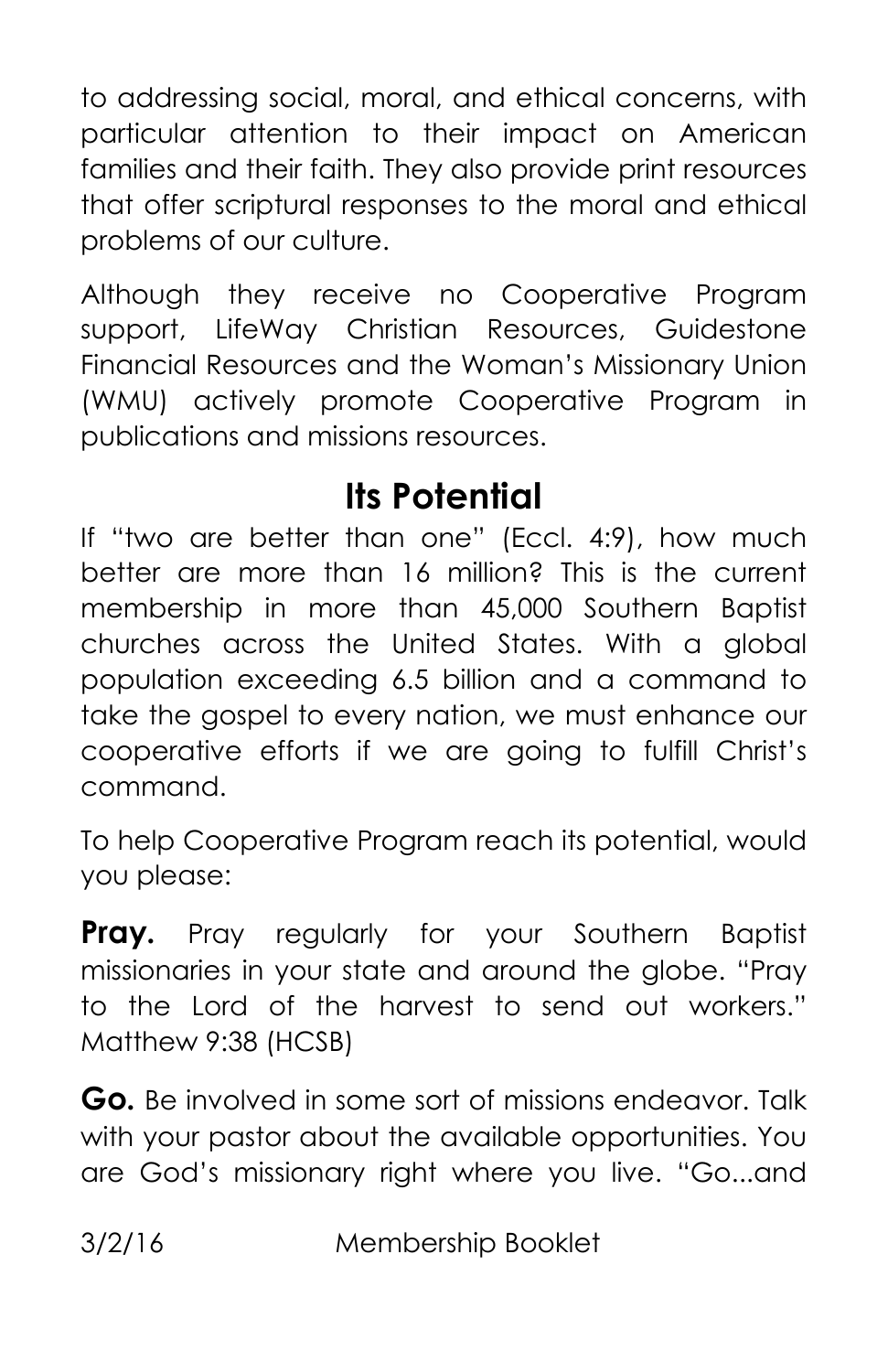to addressing social, moral, and ethical concerns, with particular attention to their impact on American families and their faith. They also provide print resources that offer scriptural responses to the moral and ethical problems of our culture.

Although they receive no Cooperative Program support, LifeWay Christian Resources, Guidestone Financial Resources and the Woman's Missionary Union (WMU) actively promote Cooperative Program in publications and missions resources.

## Its Potential

If "two are better than one" (Eccl. 4:9), how much better are more than 16 million? This is the current membership in more than 45,000 Southern Baptist churches across the United States. With a global population exceeding 6.5 billion and a command to take the gospel to every nation, we must enhance our cooperative efforts if we are going to fulfill Christ's command.

To help Cooperative Program reach its potential, would you please:

**Pray.** Pray regularly for your Southern Baptist missionaries in your state and around the globe. "Pray to the Lord of the harvest to send out workers." Matthew 9:38 (HCSB)

**Go.** Be involved in some sort of missions endeavor. Talk with your pastor about the available opportunities. You are God's missionary right where you live. "Go...and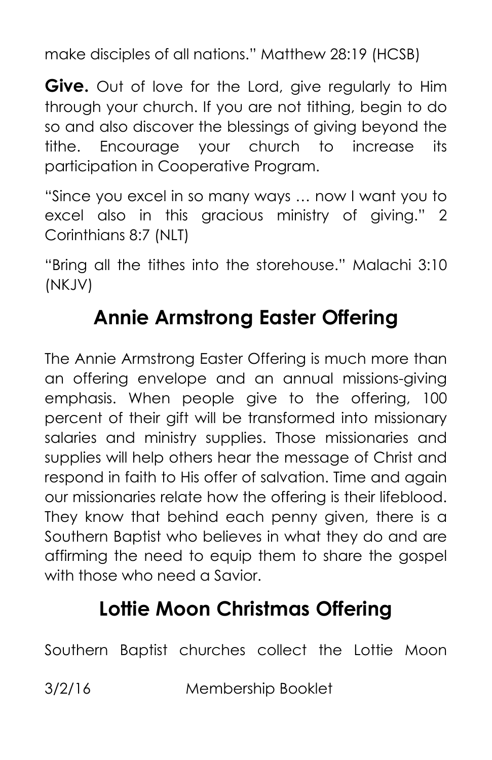make disciples of all nations." Matthew 28:19 (HCSB)

**Give.** Out of love for the Lord, give regularly to Him through your church. If you are not tithing, begin to do so and also discover the blessings of giving beyond the tithe. Encourage your church to increase its participation in Cooperative Program.

"Since you excel in so many ways … now I want you to excel also in this gracious ministry of giving." 2 Corinthians 8:7 (NLT)

"Bring all the tithes into the storehouse." Malachi 3:10 (NKJV)

## Annie Armstrong Easter Offering

The Annie Armstrong Easter Offering is much more than an offering envelope and an annual missions-giving emphasis. When people give to the offering, 100 percent of their gift will be transformed into missionary salaries and ministry supplies. Those missionaries and supplies will help others hear the message of Christ and respond in faith to His offer of salvation. Time and again our missionaries relate how the offering is their lifeblood. They know that behind each penny given, there is a Southern Baptist who believes in what they do and are affirming the need to equip them to share the gospel with those who need a Savior.

## Lottie Moon Christmas Offering

Southern Baptist churches collect the Lottie Moon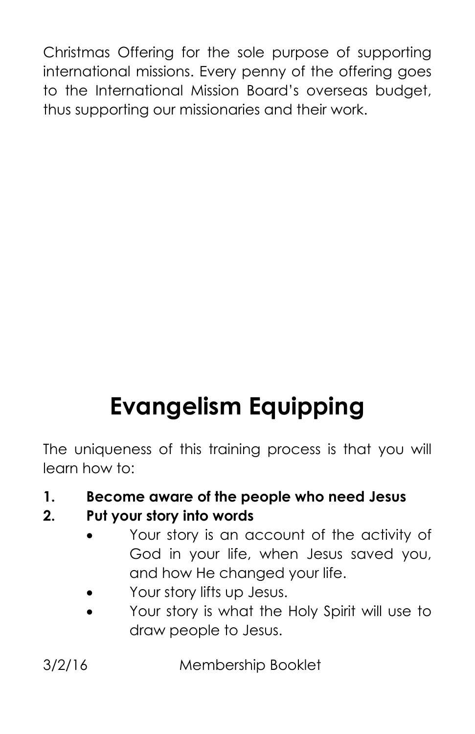Christmas Offering for the sole purpose of supporting international missions. Every penny of the offering goes to the International Mission Board's overseas budget, thus supporting our missionaries and their work.

# Evangelism Equipping

The uniqueness of this training process is that you will learn how to:

1. **Become aware of the people who need Jesus**
2. **Put your story into words**
   - Your story is an account of the activity of God in your life, when Jesus saved you, and how He changed your life.
   - Your story lifts up Jesus.
   - Your story is what the Holy Spirit will use to draw people to Jesus.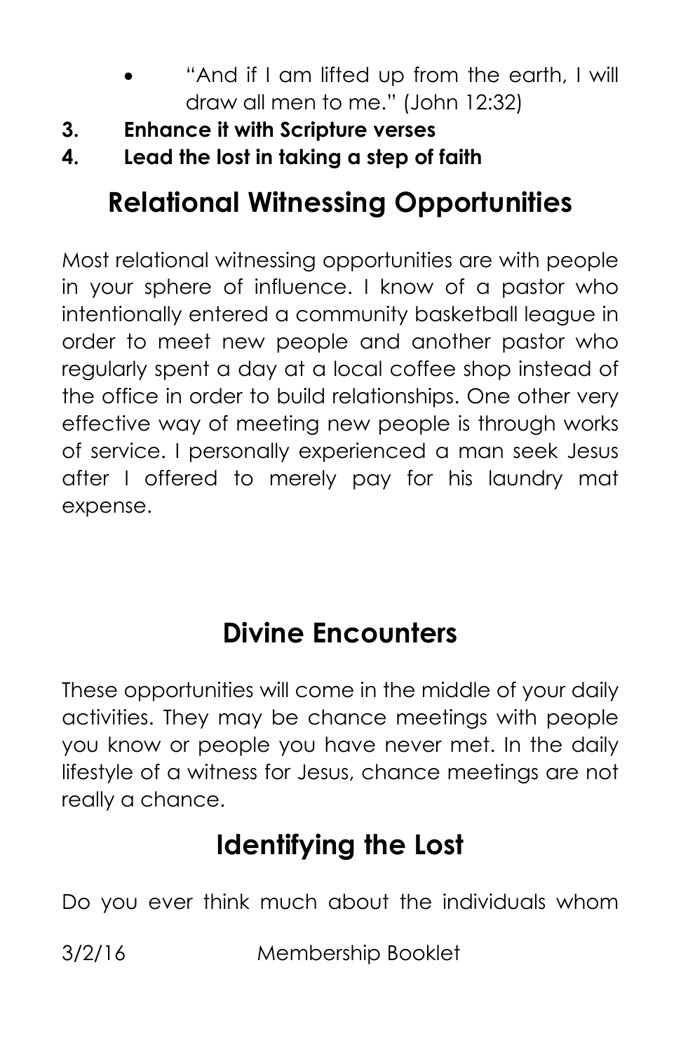- "And if I am lifted up from the earth, I will draw all men to me." (John 12:32)

**3. Enhance it with Scripture verses**

**4. Lead the lost in taking a step of faith**

## Relational Witnessing Opportunities

Most relational witnessing opportunities are with people in your sphere of influence. I know of a pastor who intentionally entered a community basketball league in order to meet new people and another pastor who regularly spent a day at a local coffee shop instead of the office in order to build relationships. One other very effective way of meeting new people is through works of service. I personally experienced a man seek Jesus after I offered to merely pay for his laundry mat expense.

## Divine Encounters

These opportunities will come in the middle of your daily activities. They may be chance meetings with people you know or people you have never met. In the daily lifestyle of a witness for Jesus, chance meetings are not really a chance.

## Identifying the Lost

Do you ever think much about the individuals whom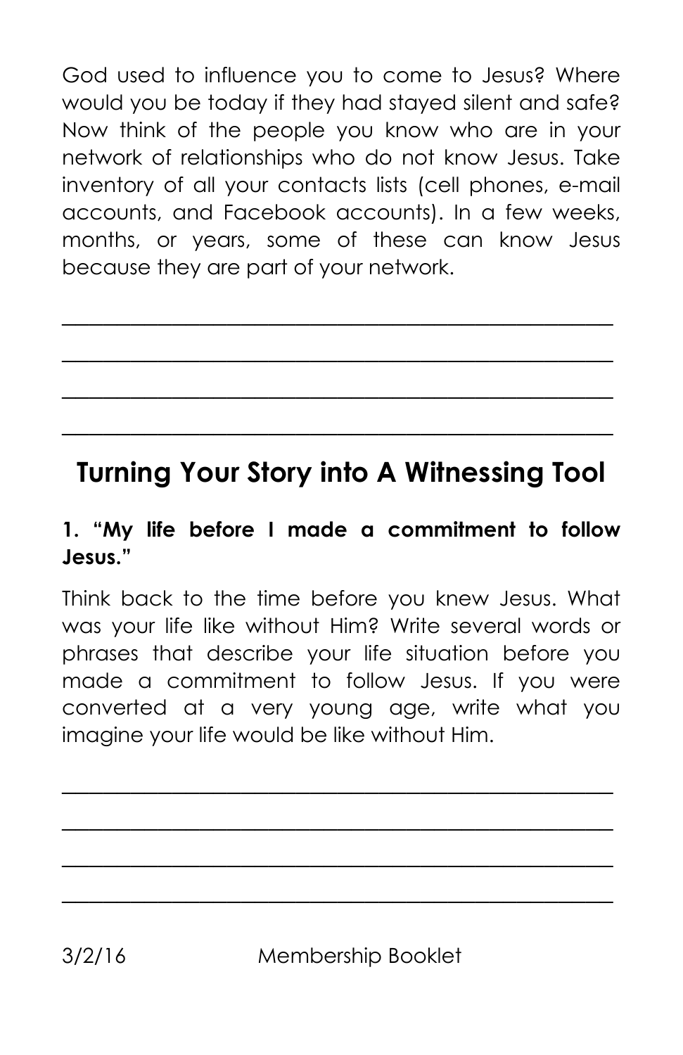God used to influence you to come to Jesus? Where would you be today if they had stayed silent and safe? Now think of the people you know who are in your network of relationships who do not know Jesus. Take inventory of all your contacts lists (cell phones, e-mail accounts, and Facebook accounts). In a few weeks, months, or years, some of these can know Jesus because they are part of your network.

_______________________________________________

_______________________________________________

_______________________________________________

_______________________________________________

## Turning Your Story into A Witnessing Tool

**1. "My life before I made a commitment to follow Jesus."**

Think back to the time before you knew Jesus. What was your life like without Him? Write several words or phrases that describe your life situation before you made a commitment to follow Jesus. If you were converted at a very young age, write what you imagine your life would be like without Him.

_______________________________________________

_______________________________________________

_______________________________________________

_______________________________________________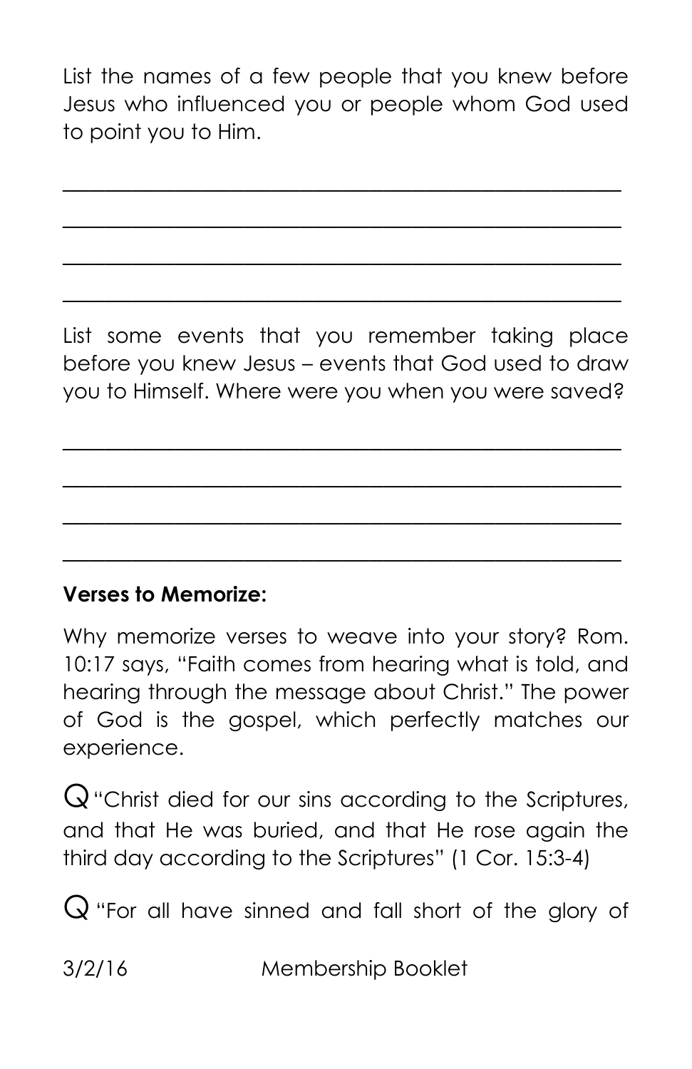List the names of a few people that you knew before Jesus who influenced you or people whom God used to point you to Him.

\_\_\_\_\_\_\_\_\_\_\_\_\_\_\_\_\_\_\_\_\_\_\_\_\_\_\_\_\_\_\_\_\_\_\_\_\_\_\_\_\_\_\_\_\_\_\_\_

\_\_\_\_\_\_\_\_\_\_\_\_\_\_\_\_\_\_\_\_\_\_\_\_\_\_\_\_\_\_\_\_\_\_\_\_\_\_\_\_\_\_\_\_\_\_\_\_

\_\_\_\_\_\_\_\_\_\_\_\_\_\_\_\_\_\_\_\_\_\_\_\_\_\_\_\_\_\_\_\_\_\_\_\_\_\_\_\_\_\_\_\_\_\_\_\_

\_\_\_\_\_\_\_\_\_\_\_\_\_\_\_\_\_\_\_\_\_\_\_\_\_\_\_\_\_\_\_\_\_\_\_\_\_\_\_\_\_\_\_\_\_\_\_\_

List some events that you remember taking place before you knew Jesus – events that God used to draw you to Himself. Where were you when you were saved?

\_\_\_\_\_\_\_\_\_\_\_\_\_\_\_\_\_\_\_\_\_\_\_\_\_\_\_\_\_\_\_\_\_\_\_\_\_\_\_\_\_\_\_\_\_\_\_\_

\_\_\_\_\_\_\_\_\_\_\_\_\_\_\_\_\_\_\_\_\_\_\_\_\_\_\_\_\_\_\_\_\_\_\_\_\_\_\_\_\_\_\_\_\_\_\_\_

\_\_\_\_\_\_\_\_\_\_\_\_\_\_\_\_\_\_\_\_\_\_\_\_\_\_\_\_\_\_\_\_\_\_\_\_\_\_\_\_\_\_\_\_\_\_\_\_

\_\_\_\_\_\_\_\_\_\_\_\_\_\_\_\_\_\_\_\_\_\_\_\_\_\_\_\_\_\_\_\_\_\_\_\_\_\_\_\_\_\_\_\_\_\_\_\_

**Verses to Memorize:**

Why memorize verses to weave into your story? Rom. 10:17 says, "Faith comes from hearing what is told, and hearing through the message about Christ." The power of God is the gospel, which perfectly matches our experience.

Q "Christ died for our sins according to the Scriptures, and that He was buried, and that He rose again the third day according to the Scriptures" (1 Cor. 15:3-4)

Q "For all have sinned and fall short of the glory of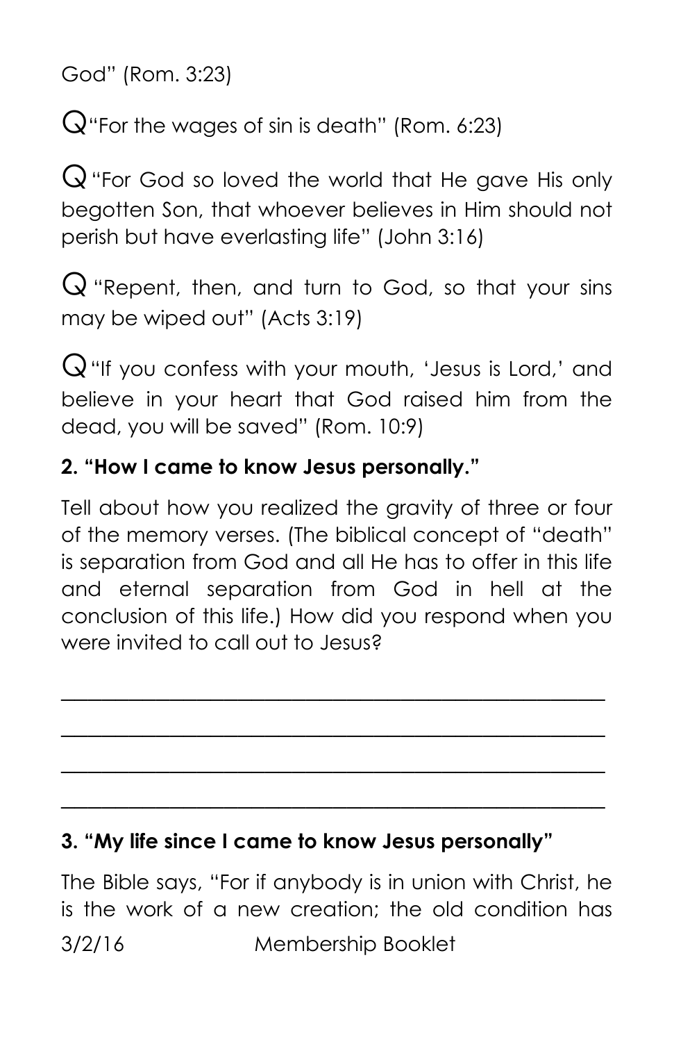God" (Rom. 3:23)

Q "For the wages of sin is death" (Rom. 6:23)

Q "For God so loved the world that He gave His only begotten Son, that whoever believes in Him should not perish but have everlasting life" (John 3:16)

Q "Repent, then, and turn to God, so that your sins may be wiped out" (Acts 3:19)

Q "If you confess with your mouth, 'Jesus is Lord,' and believe in your heart that God raised him from the dead, you will be saved" (Rom. 10:9)

**2. "How I came to know Jesus personally."**

Tell about how you realized the gravity of three or four of the memory verses. (The biblical concept of "death" is separation from God and all He has to offer in this life and eternal separation from God in hell at the conclusion of this life.) How did you respond when you were invited to call out to Jesus?

_______________________________________________

_______________________________________________

_______________________________________________

_______________________________________________

**3. "My life since I came to know Jesus personally"**

The Bible says, "For if anybody is in union with Christ, he is the work of a new creation; the old condition has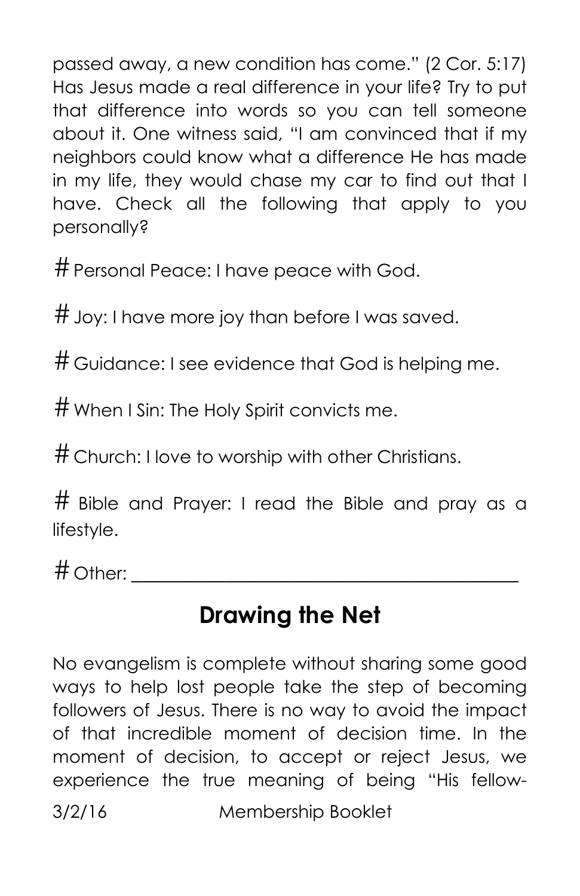passed away, a new condition has come." (2 Cor. 5:17) Has Jesus made a real difference in your life? Try to put that difference into words so you can tell someone about it. One witness said, "I am convinced that if my neighbors could know what a difference He has made in my life, they would chase my car to find out that I have. Check all the following that apply to you personally?

# Personal Peace: I have peace with God.

# Joy: I have more joy than before I was saved.

# Guidance: I see evidence that God is helping me.

# When I Sin: The Holy Spirit convicts me.

# Church: I love to worship with other Christians.

# Bible and Prayer: I read the Bible and pray as a lifestyle.

# Other: ________________________________________

## Drawing the Net

No evangelism is complete without sharing some good ways to help lost people take the step of becoming followers of Jesus. There is no way to avoid the impact of that incredible moment of decision time. In the moment of decision, to accept or reject Jesus, we experience the true meaning of being "His fellow-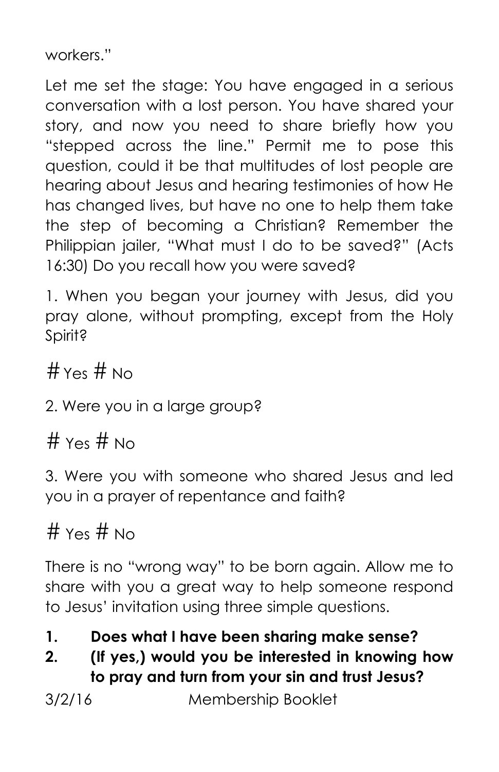workers."

Let me set the stage: You have engaged in a serious conversation with a lost person. You have shared your story, and now you need to share briefly how you "stepped across the line." Permit me to pose this question, could it be that multitudes of lost people are hearing about Jesus and hearing testimonies of how He has changed lives, but have no one to help them take the step of becoming a Christian? Remember the Philippian jailer, "What must I do to be saved?" (Acts 16:30) Do you recall how you were saved?

1. When you began your journey with Jesus, did you pray alone, without prompting, except from the Holy Spirit?

# Yes # No

2. Were you in a large group?

# Yes # No

3. Were you with someone who shared Jesus and led you in a prayer of repentance and faith?

# Yes # No

There is no "wrong way" to be born again. Allow me to share with you a great way to help someone respond to Jesus' invitation using three simple questions.

1. **Does what I have been sharing make sense?**
2. **(If yes,) would you be interested in knowing how to pray and turn from your sin and trust Jesus?**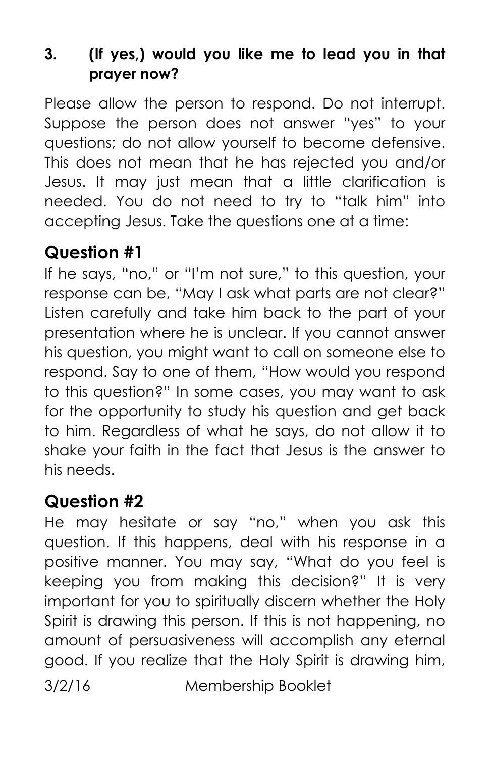**3. (If yes,) would you like me to lead you in that prayer now?**

Please allow the person to respond. Do not interrupt. Suppose the person does not answer "yes" to your questions; do not allow yourself to become defensive. This does not mean that he has rejected you and/or Jesus. It may just mean that a little clarification is needed. You do not need to try to "talk him" into accepting Jesus. Take the questions one at a time:

## Question #1

If he says, "no," or "I'm not sure," to this question, your response can be, "May I ask what parts are not clear?" Listen carefully and take him back to the part of your presentation where he is unclear. If you cannot answer his question, you might want to call on someone else to respond. Say to one of them, "How would you respond to this question?" In some cases, you may want to ask for the opportunity to study his question and get back to him. Regardless of what he says, do not allow it to shake your faith in the fact that Jesus is the answer to his needs.

## Question #2

He may hesitate or say "no," when you ask this question. If this happens, deal with his response in a positive manner. You may say, "What do you feel is keeping you from making this decision?" It is very important for you to spiritually discern whether the Holy Spirit is drawing this person. If this is not happening, no amount of persuasiveness will accomplish any eternal good. If you realize that the Holy Spirit is drawing him,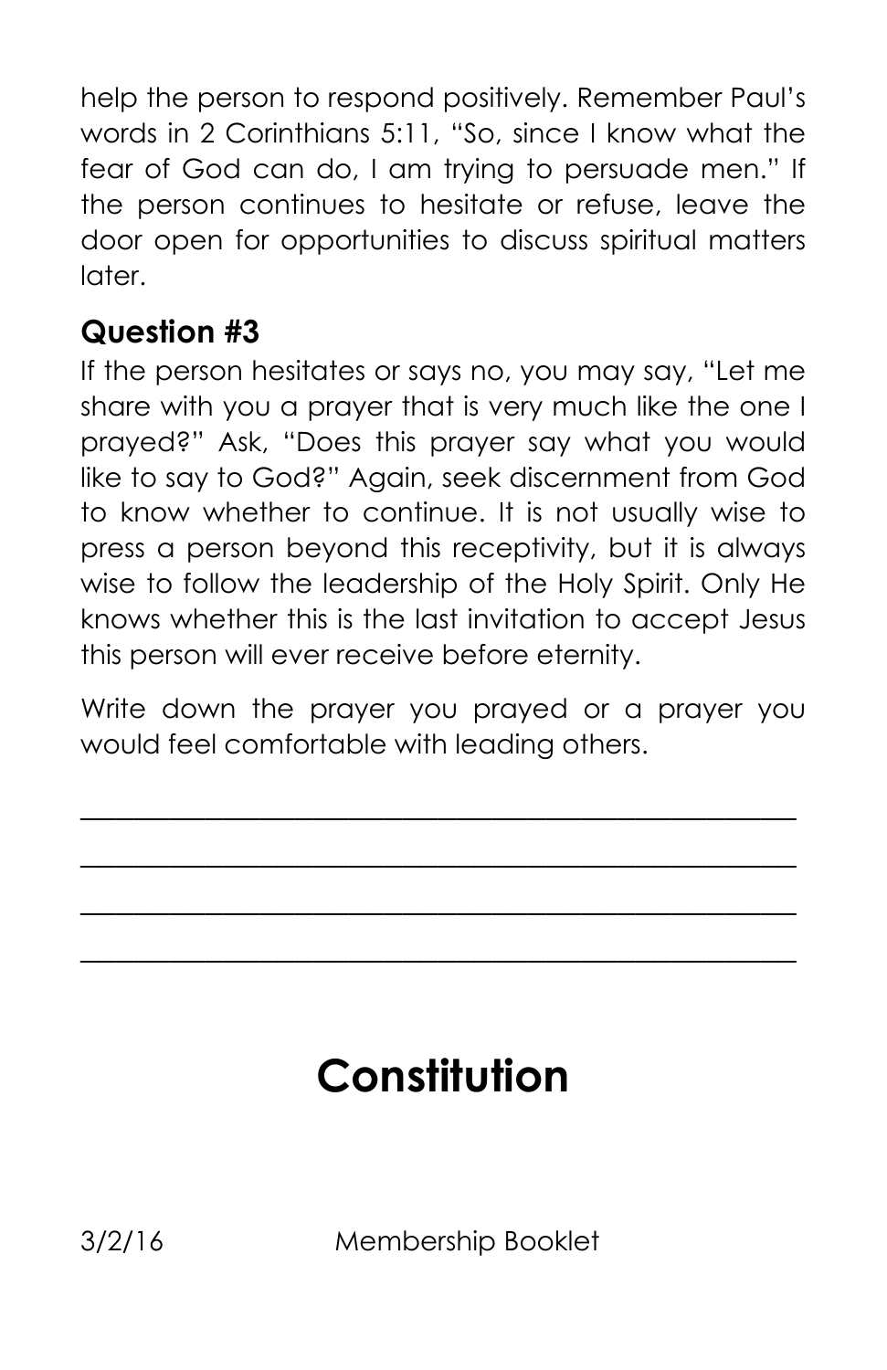help the person to respond positively. Remember Paul's words in 2 Corinthians 5:11, "So, since I know what the fear of God can do, I am trying to persuade men." If the person continues to hesitate or refuse, leave the door open for opportunities to discuss spiritual matters later.

### Question #3

If the person hesitates or says no, you may say, "Let me share with you a prayer that is very much like the one I prayed?" Ask, "Does this prayer say what you would like to say to God?" Again, seek discernment from God to know whether to continue. It is not usually wise to press a person beyond this receptivity, but it is always wise to follow the leadership of the Holy Spirit. Only He knows whether this is the last invitation to accept Jesus this person will ever receive before eternity.

Write down the prayer you prayed or a prayer you would feel comfortable with leading others.

\_\_\_\_\_\_\_\_\_\_\_\_\_\_\_\_\_\_\_\_\_\_\_\_\_\_\_\_\_\_\_\_\_\_\_\_\_\_\_\_\_\_\_\_\_\_\_\_

\_\_\_\_\_\_\_\_\_\_\_\_\_\_\_\_\_\_\_\_\_\_\_\_\_\_\_\_\_\_\_\_\_\_\_\_\_\_\_\_\_\_\_\_\_\_\_\_

\_\_\_\_\_\_\_\_\_\_\_\_\_\_\_\_\_\_\_\_\_\_\_\_\_\_\_\_\_\_\_\_\_\_\_\_\_\_\_\_\_\_\_\_\_\_\_\_

\_\_\_\_\_\_\_\_\_\_\_\_\_\_\_\_\_\_\_\_\_\_\_\_\_\_\_\_\_\_\_\_\_\_\_\_\_\_\_\_\_\_\_\_\_\_\_\_

# Constitution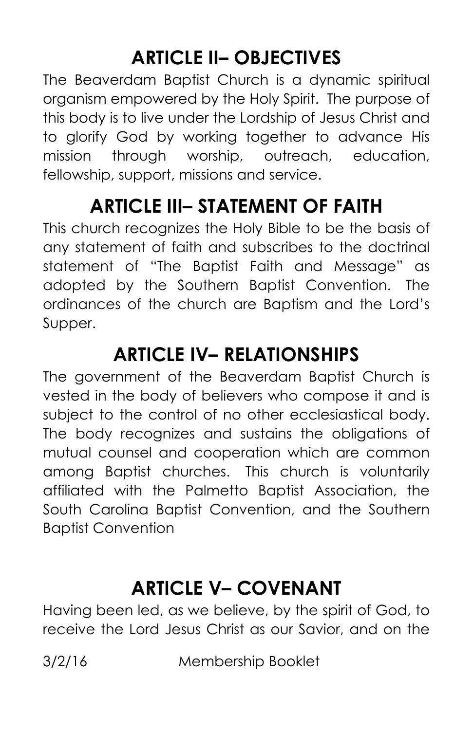## ARTICLE II– OBJECTIVES

The Beaverdam Baptist Church is a dynamic spiritual organism empowered by the Holy Spirit. The purpose of this body is to live under the Lordship of Jesus Christ and to glorify God by working together to advance His mission through worship, outreach, education, fellowship, support, missions and service.

## ARTICLE III– STATEMENT OF FAITH

This church recognizes the Holy Bible to be the basis of any statement of faith and subscribes to the doctrinal statement of "The Baptist Faith and Message" as adopted by the Southern Baptist Convention. The ordinances of the church are Baptism and the Lord's Supper.

## ARTICLE IV– RELATIONSHIPS

The government of the Beaverdam Baptist Church is vested in the body of believers who compose it and is subject to the control of no other ecclesiastical body. The body recognizes and sustains the obligations of mutual counsel and cooperation which are common among Baptist churches. This church is voluntarily affiliated with the Palmetto Baptist Association, the South Carolina Baptist Convention, and the Southern Baptist Convention

## ARTICLE V– COVENANT

Having been led, as we believe, by the spirit of God, to receive the Lord Jesus Christ as our Savior, and on the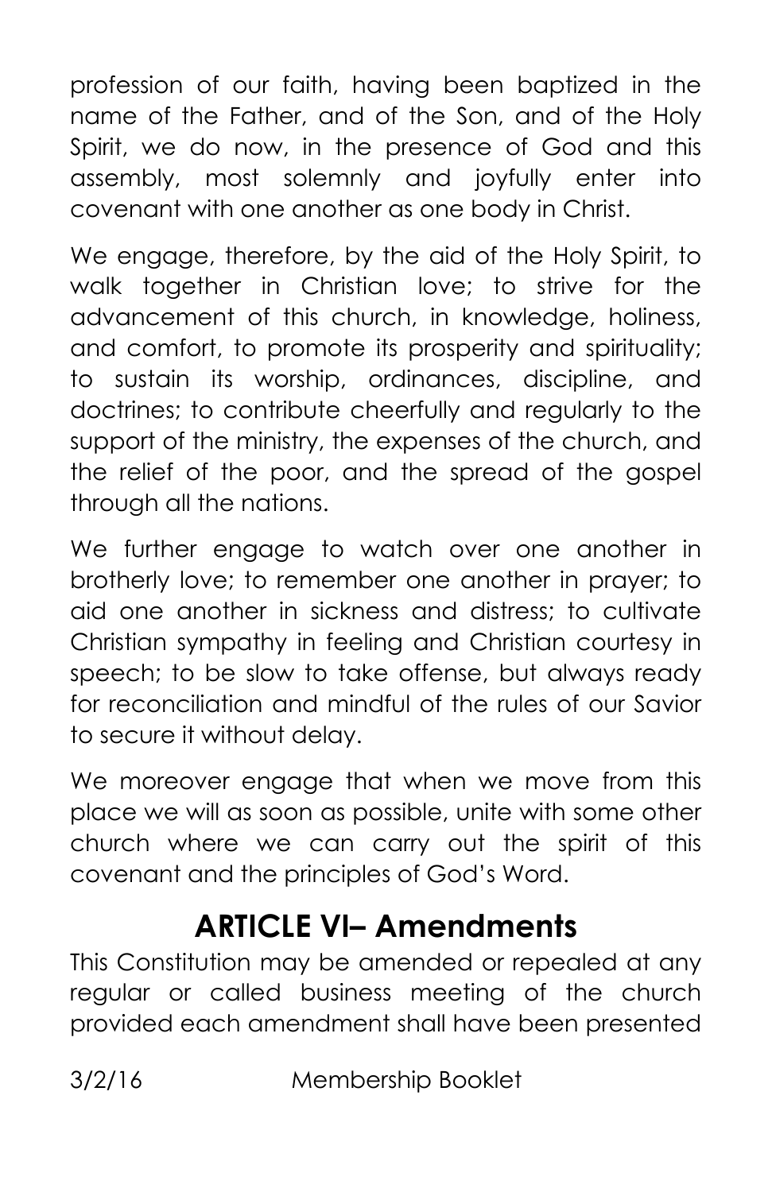profession of our faith, having been baptized in the name of the Father, and of the Son, and of the Holy Spirit, we do now, in the presence of God and this assembly, most solemnly and joyfully enter into covenant with one another as one body in Christ.

We engage, therefore, by the aid of the Holy Spirit, to walk together in Christian love; to strive for the advancement of this church, in knowledge, holiness, and comfort, to promote its prosperity and spirituality; to sustain its worship, ordinances, discipline, and doctrines; to contribute cheerfully and regularly to the support of the ministry, the expenses of the church, and the relief of the poor, and the spread of the gospel through all the nations.

We further engage to watch over one another in brotherly love; to remember one another in prayer; to aid one another in sickness and distress; to cultivate Christian sympathy in feeling and Christian courtesy in speech; to be slow to take offense, but always ready for reconciliation and mindful of the rules of our Savior to secure it without delay.

We moreover engage that when we move from this place we will as soon as possible, unite with some other church where we can carry out the spirit of this covenant and the principles of God's Word.

## ARTICLE VI– Amendments

This Constitution may be amended or repealed at any regular or called business meeting of the church provided each amendment shall have been presented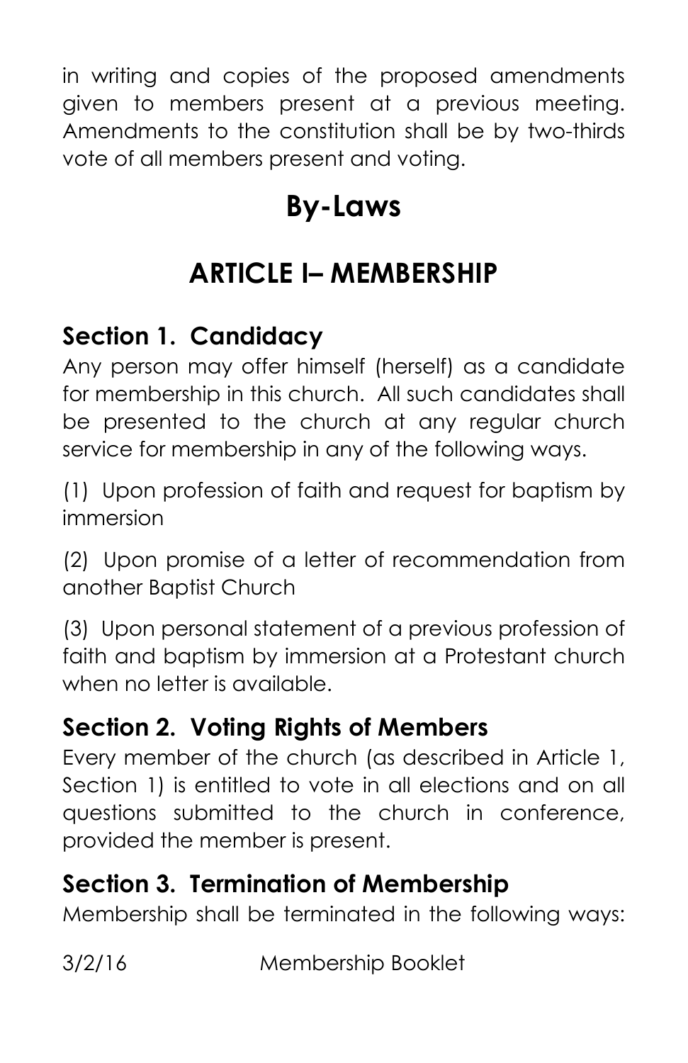in writing and copies of the proposed amendments given to members present at a previous meeting. Amendments to the constitution shall be by two-thirds vote of all members present and voting.

# By-Laws

## ARTICLE I– MEMBERSHIP

### Section 1. Candidacy

Any person may offer himself (herself) as a candidate for membership in this church. All such candidates shall be presented to the church at any regular church service for membership in any of the following ways.

(1) Upon profession of faith and request for baptism by immersion

(2) Upon promise of a letter of recommendation from another Baptist Church

(3) Upon personal statement of a previous profession of faith and baptism by immersion at a Protestant church when no letter is available.

### Section 2. Voting Rights of Members

Every member of the church (as described in Article 1, Section 1) is entitled to vote in all elections and on all questions submitted to the church in conference, provided the member is present.

### Section 3. Termination of Membership

Membership shall be terminated in the following ways: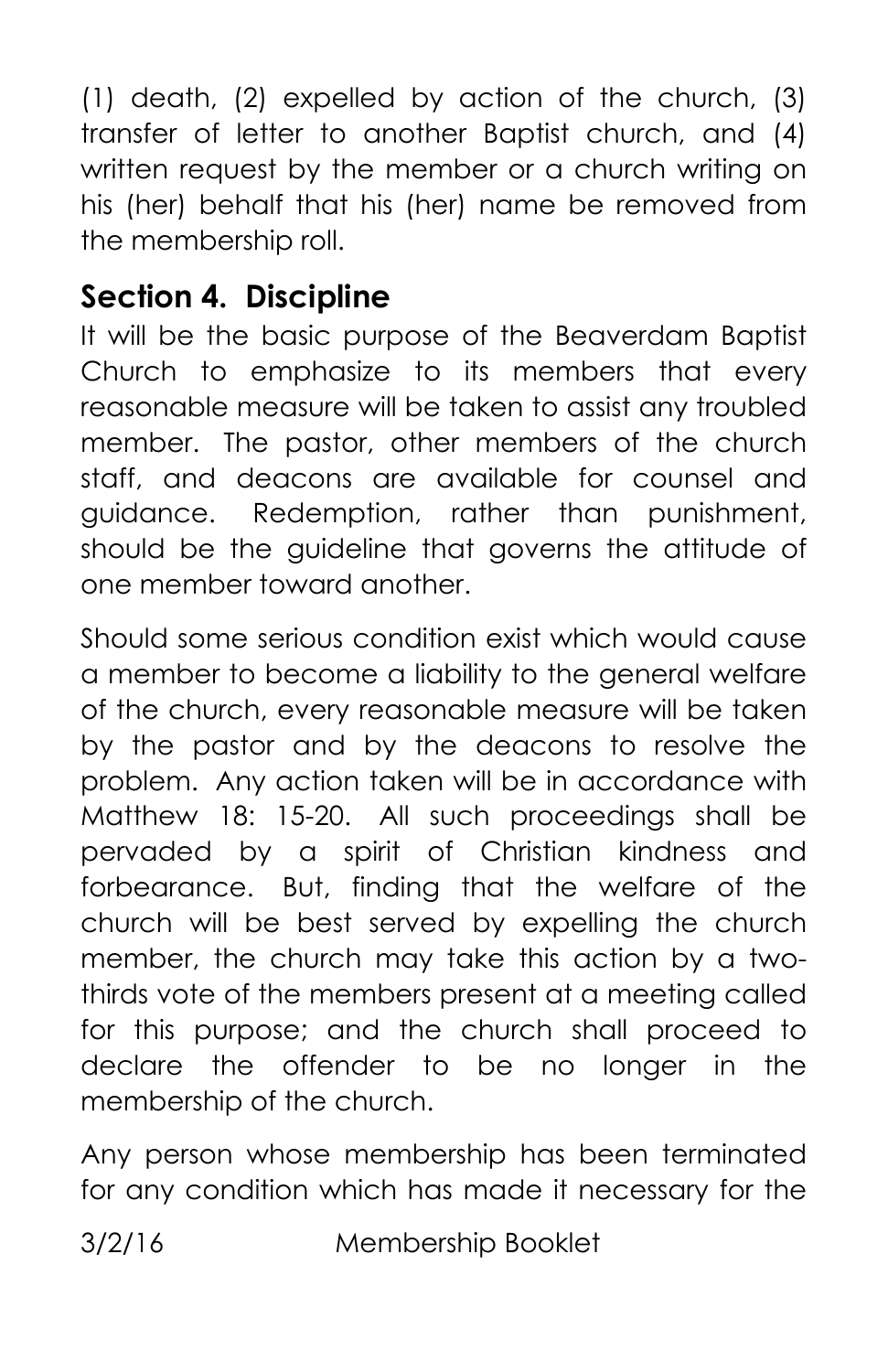(1) death, (2) expelled by action of the church, (3) transfer of letter to another Baptist church, and (4) written request by the member or a church writing on his (her) behalf that his (her) name be removed from the membership roll.

## Section 4. Discipline

It will be the basic purpose of the Beaverdam Baptist Church to emphasize to its members that every reasonable measure will be taken to assist any troubled member. The pastor, other members of the church staff, and deacons are available for counsel and guidance. Redemption, rather than punishment, should be the guideline that governs the attitude of one member toward another.

Should some serious condition exist which would cause a member to become a liability to the general welfare of the church, every reasonable measure will be taken by the pastor and by the deacons to resolve the problem. Any action taken will be in accordance with Matthew 18: 15-20. All such proceedings shall be pervaded by a spirit of Christian kindness and forbearance. But, finding that the welfare of the church will be best served by expelling the church member, the church may take this action by a two-thirds vote of the members present at a meeting called for this purpose; and the church shall proceed to declare the offender to be no longer in the membership of the church.

Any person whose membership has been terminated for any condition which has made it necessary for the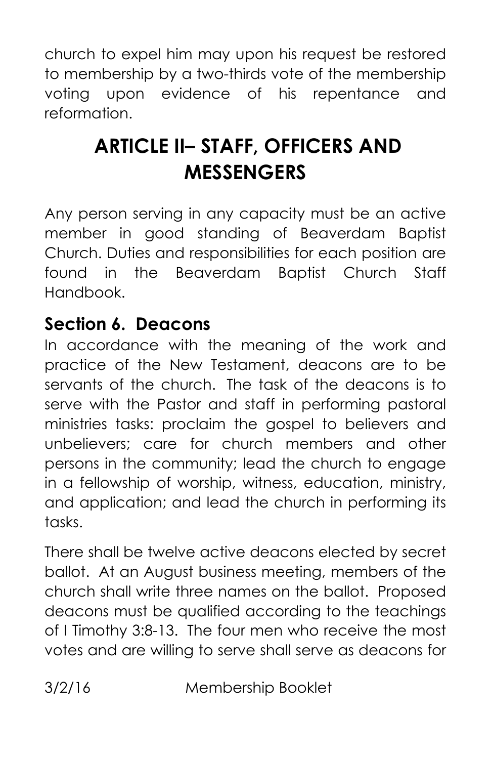church to expel him may upon his request be restored to membership by a two-thirds vote of the membership voting upon evidence of his repentance and reformation.

# ARTICLE II– STAFF, OFFICERS AND MESSENGERS

Any person serving in any capacity must be an active member in good standing of Beaverdam Baptist Church. Duties and responsibilities for each position are found in the Beaverdam Baptist Church Staff Handbook.

## Section 6. Deacons

In accordance with the meaning of the work and practice of the New Testament, deacons are to be servants of the church. The task of the deacons is to serve with the Pastor and staff in performing pastoral ministries tasks: proclaim the gospel to believers and unbelievers; care for church members and other persons in the community; lead the church to engage in a fellowship of worship, witness, education, ministry, and application; and lead the church in performing its tasks.

There shall be twelve active deacons elected by secret ballot. At an August business meeting, members of the church shall write three names on the ballot. Proposed deacons must be qualified according to the teachings of I Timothy 3:8-13. The four men who receive the most votes and are willing to serve shall serve as deacons for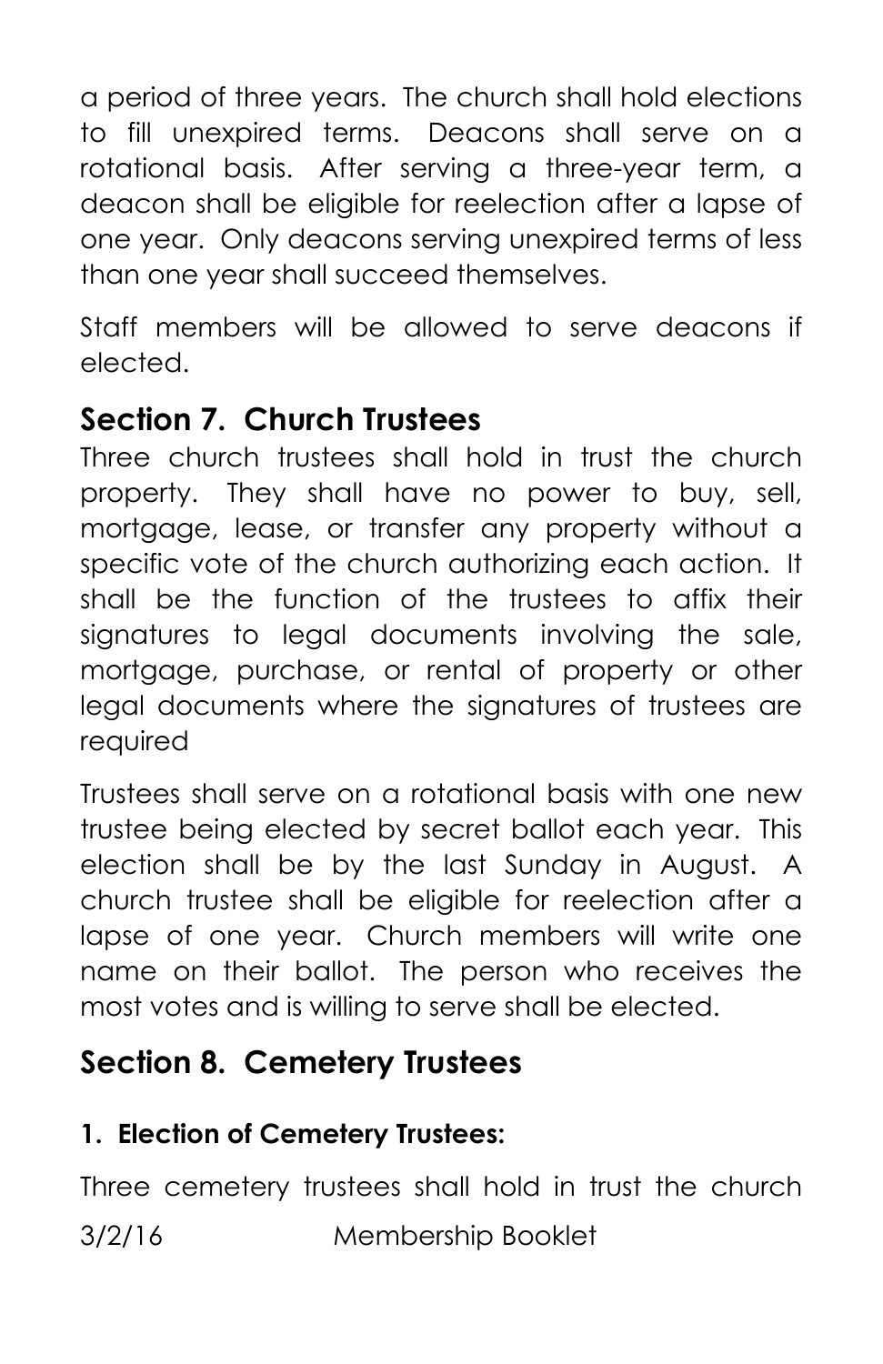a period of three years. The church shall hold elections to fill unexpired terms. Deacons shall serve on a rotational basis. After serving a three-year term, a deacon shall be eligible for reelection after a lapse of one year. Only deacons serving unexpired terms of less than one year shall succeed themselves.

Staff members will be allowed to serve deacons if elected.

## Section 7. Church Trustees

Three church trustees shall hold in trust the church property. They shall have no power to buy, sell, mortgage, lease, or transfer any property without a specific vote of the church authorizing each action. It shall be the function of the trustees to affix their signatures to legal documents involving the sale, mortgage, purchase, or rental of property or other legal documents where the signatures of trustees are required

Trustees shall serve on a rotational basis with one new trustee being elected by secret ballot each year. This election shall be by the last Sunday in August. A church trustee shall be eligible for reelection after a lapse of one year. Church members will write one name on their ballot. The person who receives the most votes and is willing to serve shall be elected.

## Section 8. Cemetery Trustees

### 1. Election of Cemetery Trustees:

Three cemetery trustees shall hold in trust the church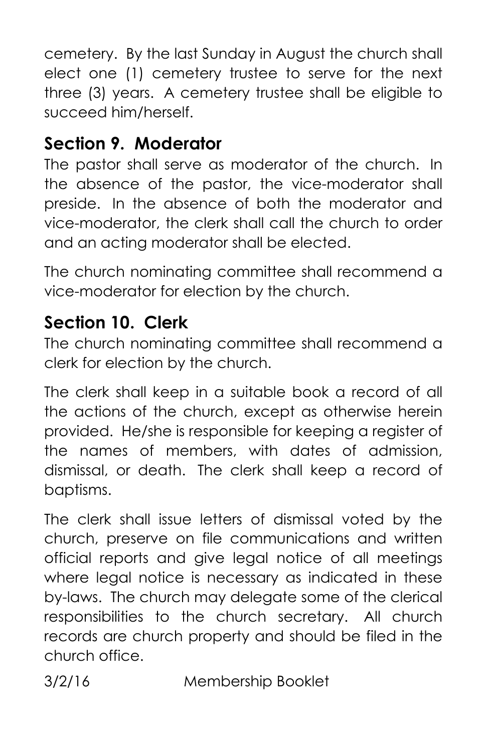cemetery. By the last Sunday in August the church shall elect one (1) cemetery trustee to serve for the next three (3) years. A cemetery trustee shall be eligible to succeed him/herself.

## Section 9. Moderator

The pastor shall serve as moderator of the church. In the absence of the pastor, the vice-moderator shall preside. In the absence of both the moderator and vice-moderator, the clerk shall call the church to order and an acting moderator shall be elected.

The church nominating committee shall recommend a vice-moderator for election by the church.

## Section 10. Clerk

The church nominating committee shall recommend a clerk for election by the church.

The clerk shall keep in a suitable book a record of all the actions of the church, except as otherwise herein provided. He/she is responsible for keeping a register of the names of members, with dates of admission, dismissal, or death. The clerk shall keep a record of baptisms.

The clerk shall issue letters of dismissal voted by the church, preserve on file communications and written official reports and give legal notice of all meetings where legal notice is necessary as indicated in these by-laws. The church may delegate some of the clerical responsibilities to the church secretary. All church records are church property and should be filed in the church office.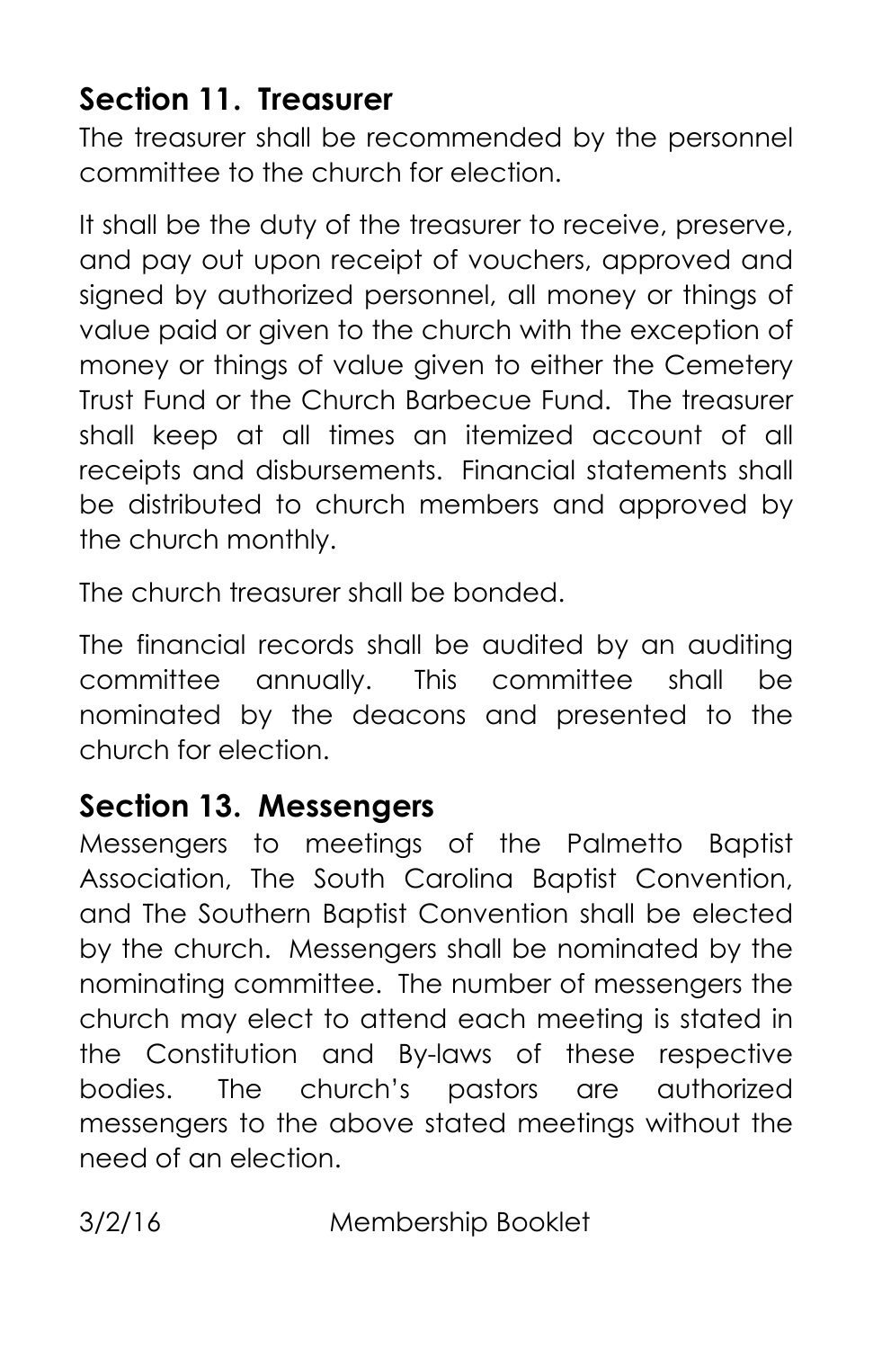## Section 11. Treasurer

The treasurer shall be recommended by the personnel committee to the church for election.

It shall be the duty of the treasurer to receive, preserve, and pay out upon receipt of vouchers, approved and signed by authorized personnel, all money or things of value paid or given to the church with the exception of money or things of value given to either the Cemetery Trust Fund or the Church Barbecue Fund. The treasurer shall keep at all times an itemized account of all receipts and disbursements. Financial statements shall be distributed to church members and approved by the church monthly.

The church treasurer shall be bonded.

The financial records shall be audited by an auditing committee annually. This committee shall be nominated by the deacons and presented to the church for election.

## Section 13. Messengers

Messengers to meetings of the Palmetto Baptist Association, The South Carolina Baptist Convention, and The Southern Baptist Convention shall be elected by the church. Messengers shall be nominated by the nominating committee. The number of messengers the church may elect to attend each meeting is stated in the Constitution and By-laws of these respective bodies. The church's pastors are authorized messengers to the above stated meetings without the need of an election.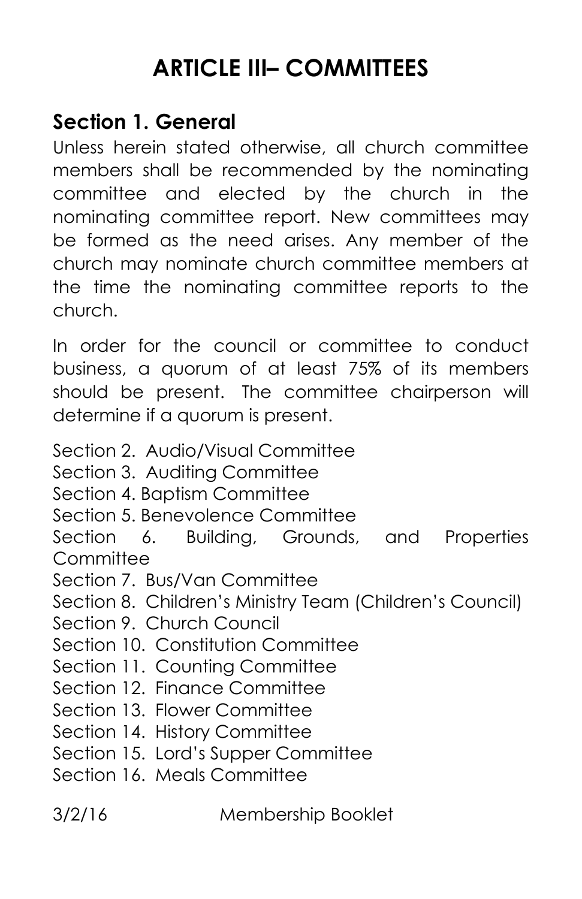# ARTICLE III– COMMITTEES

## Section 1. General

Unless herein stated otherwise, all church committee members shall be recommended by the nominating committee and elected by the church in the nominating committee report. New committees may be formed as the need arises. Any member of the church may nominate church committee members at the time the nominating committee reports to the church.

In order for the council or committee to conduct business, a quorum of at least 75% of its members should be present. The committee chairperson will determine if a quorum is present.

Section 2. Audio/Visual Committee
Section 3. Auditing Committee
Section 4. Baptism Committee
Section 5. Benevolence Committee
Section 6. Building, Grounds, and Properties Committee
Section 7. Bus/Van Committee
Section 8. Children's Ministry Team (Children's Council)
Section 9. Church Council
Section 10. Constitution Committee
Section 11. Counting Committee
Section 12. Finance Committee
Section 13. Flower Committee
Section 14. History Committee
Section 15. Lord's Supper Committee
Section 16. Meals Committee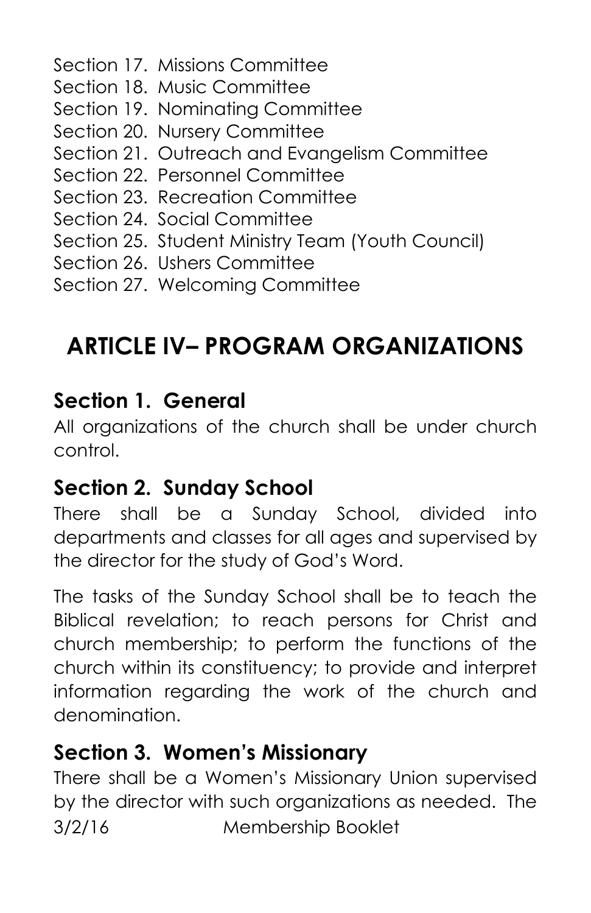Section 17. Missions Committee
Section 18. Music Committee
Section 19. Nominating Committee
Section 20. Nursery Committee
Section 21. Outreach and Evangelism Committee
Section 22. Personnel Committee
Section 23. Recreation Committee
Section 24. Social Committee
Section 25. Student Ministry Team (Youth Council)
Section 26. Ushers Committee
Section 27. Welcoming Committee

# ARTICLE IV– PROGRAM ORGANIZATIONS

## Section 1. General

All organizations of the church shall be under church control.

## Section 2. Sunday School

There shall be a Sunday School, divided into departments and classes for all ages and supervised by the director for the study of God's Word.

The tasks of the Sunday School shall be to teach the Biblical revelation; to reach persons for Christ and church membership; to perform the functions of the church within its constituency; to provide and interpret information regarding the work of the church and denomination.

## Section 3. Women's Missionary

There shall be a Women's Missionary Union supervised by the director with such organizations as needed. The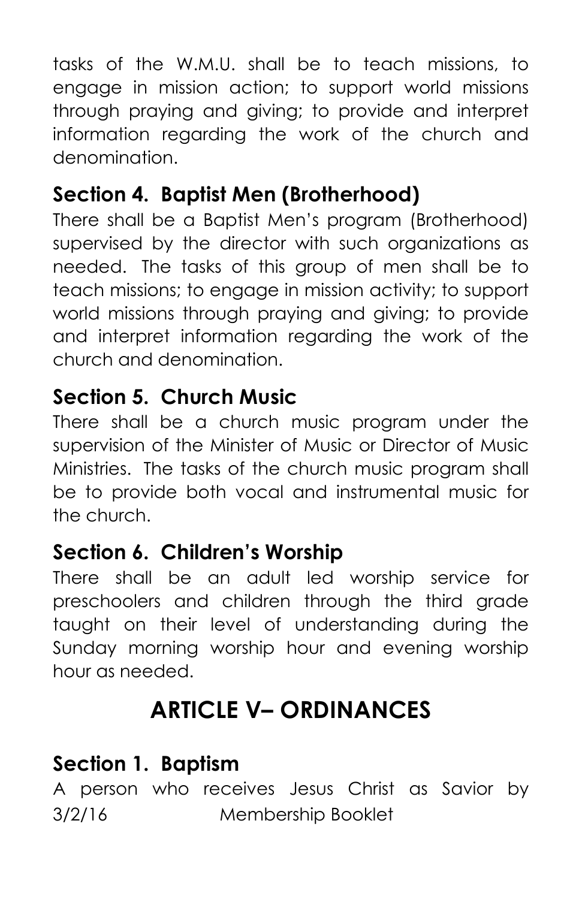tasks of the W.M.U. shall be to teach missions, to engage in mission action; to support world missions through praying and giving; to provide and interpret information regarding the work of the church and denomination.

### Section 4. Baptist Men (Brotherhood)

There shall be a Baptist Men's program (Brotherhood) supervised by the director with such organizations as needed. The tasks of this group of men shall be to teach missions; to engage in mission activity; to support world missions through praying and giving; to provide and interpret information regarding the work of the church and denomination.

### Section 5. Church Music

There shall be a church music program under the supervision of the Minister of Music or Director of Music Ministries. The tasks of the church music program shall be to provide both vocal and instrumental music for the church.

### Section 6. Children's Worship

There shall be an adult led worship service for preschoolers and children through the third grade taught on their level of understanding during the Sunday morning worship hour and evening worship hour as needed.

## ARTICLE V– ORDINANCES

### Section 1. Baptism

A person who receives Jesus Christ as Savior by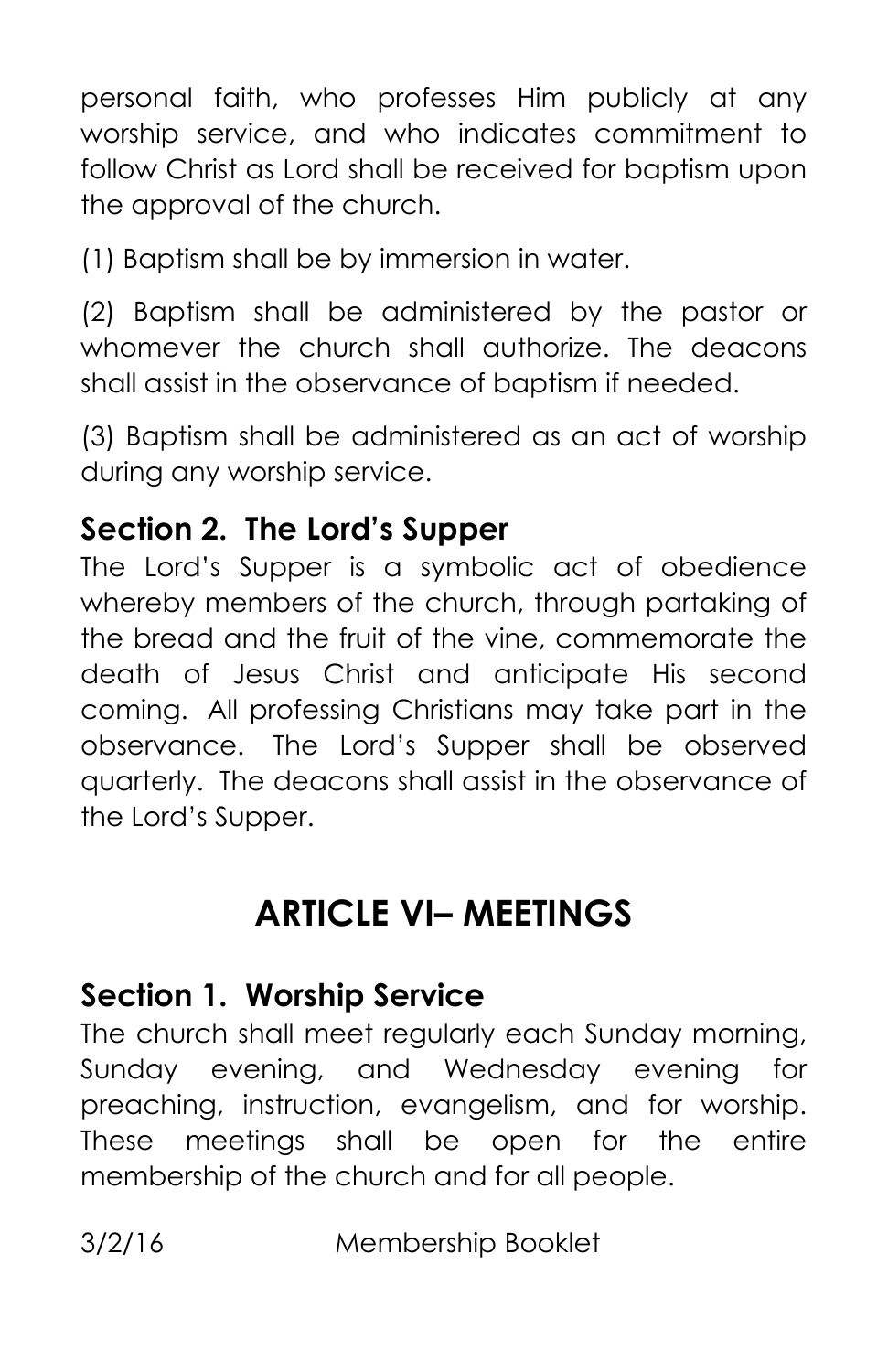personal faith, who professes Him publicly at any worship service, and who indicates commitment to follow Christ as Lord shall be received for baptism upon the approval of the church.

(1) Baptism shall be by immersion in water.

(2) Baptism shall be administered by the pastor or whomever the church shall authorize. The deacons shall assist in the observance of baptism if needed.

(3) Baptism shall be administered as an act of worship during any worship service.

### Section 2. The Lord's Supper

The Lord's Supper is a symbolic act of obedience whereby members of the church, through partaking of the bread and the fruit of the vine, commemorate the death of Jesus Christ and anticipate His second coming. All professing Christians may take part in the observance. The Lord's Supper shall be observed quarterly. The deacons shall assist in the observance of the Lord's Supper.

## ARTICLE VI– MEETINGS

### Section 1. Worship Service

The church shall meet regularly each Sunday morning, Sunday evening, and Wednesday evening for preaching, instruction, evangelism, and for worship. These meetings shall be open for the entire membership of the church and for all people.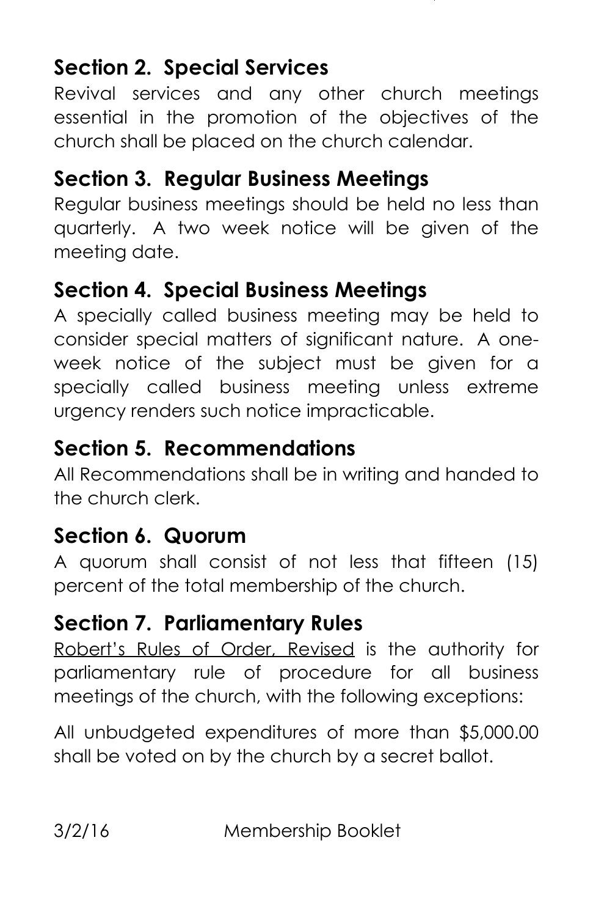## Section 2. Special Services

Revival services and any other church meetings essential in the promotion of the objectives of the church shall be placed on the church calendar.

## Section 3. Regular Business Meetings

Regular business meetings should be held no less than quarterly. A two week notice will be given of the meeting date.

## Section 4. Special Business Meetings

A specially called business meeting may be held to consider special matters of significant nature. A one-week notice of the subject must be given for a specially called business meeting unless extreme urgency renders such notice impracticable.

## Section 5. Recommendations

All Recommendations shall be in writing and handed to the church clerk.

## Section 6. Quorum

A quorum shall consist of not less that fifteen (15) percent of the total membership of the church.

## Section 7. Parliamentary Rules

Robert's Rules of Order, Revised is the authority for parliamentary rule of procedure for all business meetings of the church, with the following exceptions:

All unbudgeted expenditures of more than $5,000.00 shall be voted on by the church by a secret ballot.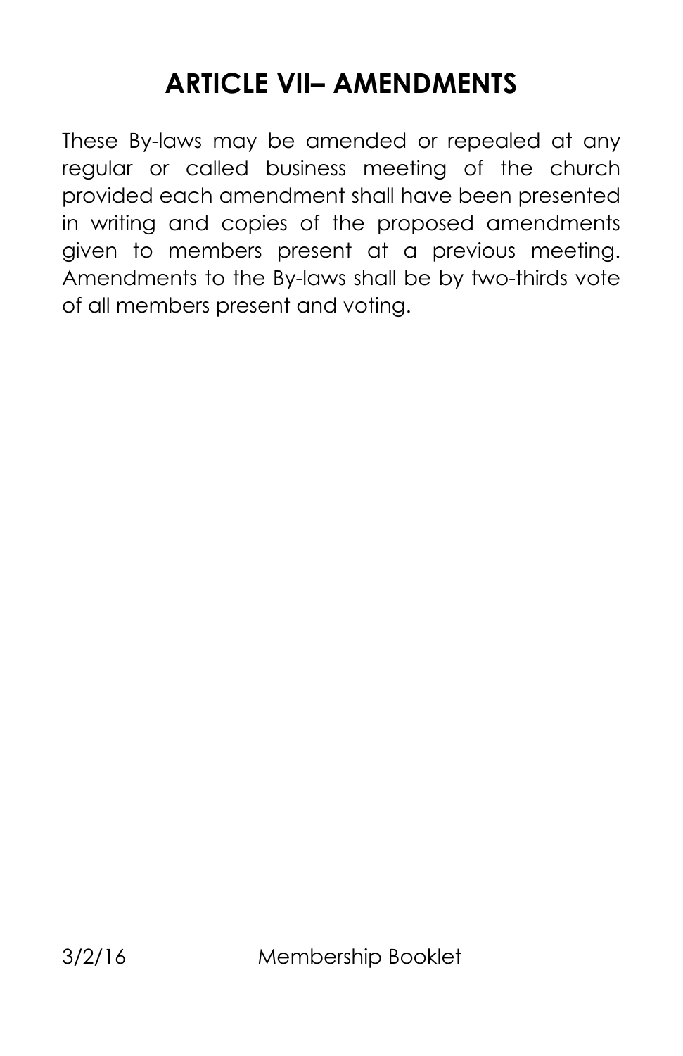## ARTICLE VII– AMENDMENTS

These By-laws may be amended or repealed at any regular or called business meeting of the church provided each amendment shall have been presented in writing and copies of the proposed amendments given to members present at a previous meeting. Amendments to the By-laws shall be by two-thirds vote of all members present and voting.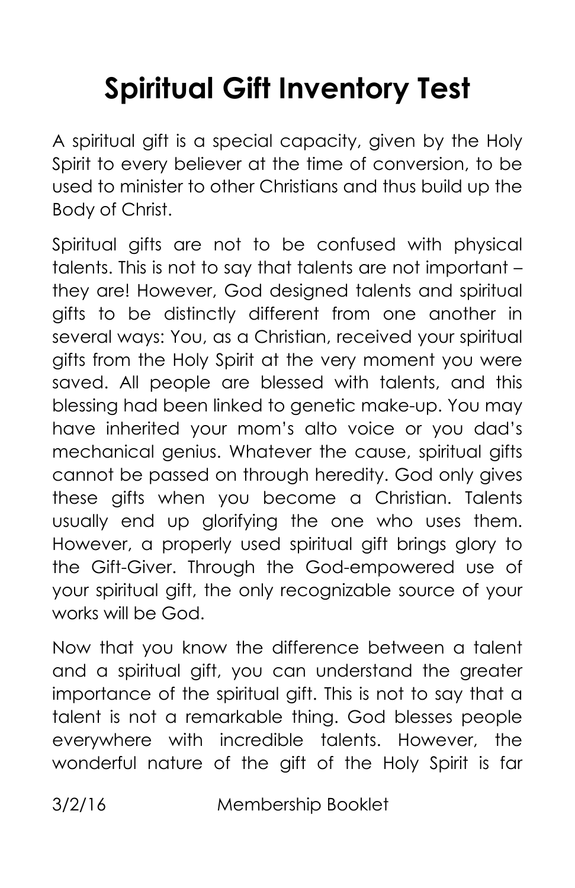# Spiritual Gift Inventory Test

A spiritual gift is a special capacity, given by the Holy Spirit to every believer at the time of conversion, to be used to minister to other Christians and thus build up the Body of Christ.

Spiritual gifts are not to be confused with physical talents. This is not to say that talents are not important – they are! However, God designed talents and spiritual gifts to be distinctly different from one another in several ways: You, as a Christian, received your spiritual gifts from the Holy Spirit at the very moment you were saved. All people are blessed with talents, and this blessing had been linked to genetic make-up. You may have inherited your mom's alto voice or you dad's mechanical genius. Whatever the cause, spiritual gifts cannot be passed on through heredity. God only gives these gifts when you become a Christian. Talents usually end up glorifying the one who uses them. However, a properly used spiritual gift brings glory to the Gift-Giver. Through the God-empowered use of your spiritual gift, the only recognizable source of your works will be God.

Now that you know the difference between a talent and a spiritual gift, you can understand the greater importance of the spiritual gift. This is not to say that a talent is not a remarkable thing. God blesses people everywhere with incredible talents. However, the wonderful nature of the gift of the Holy Spirit is far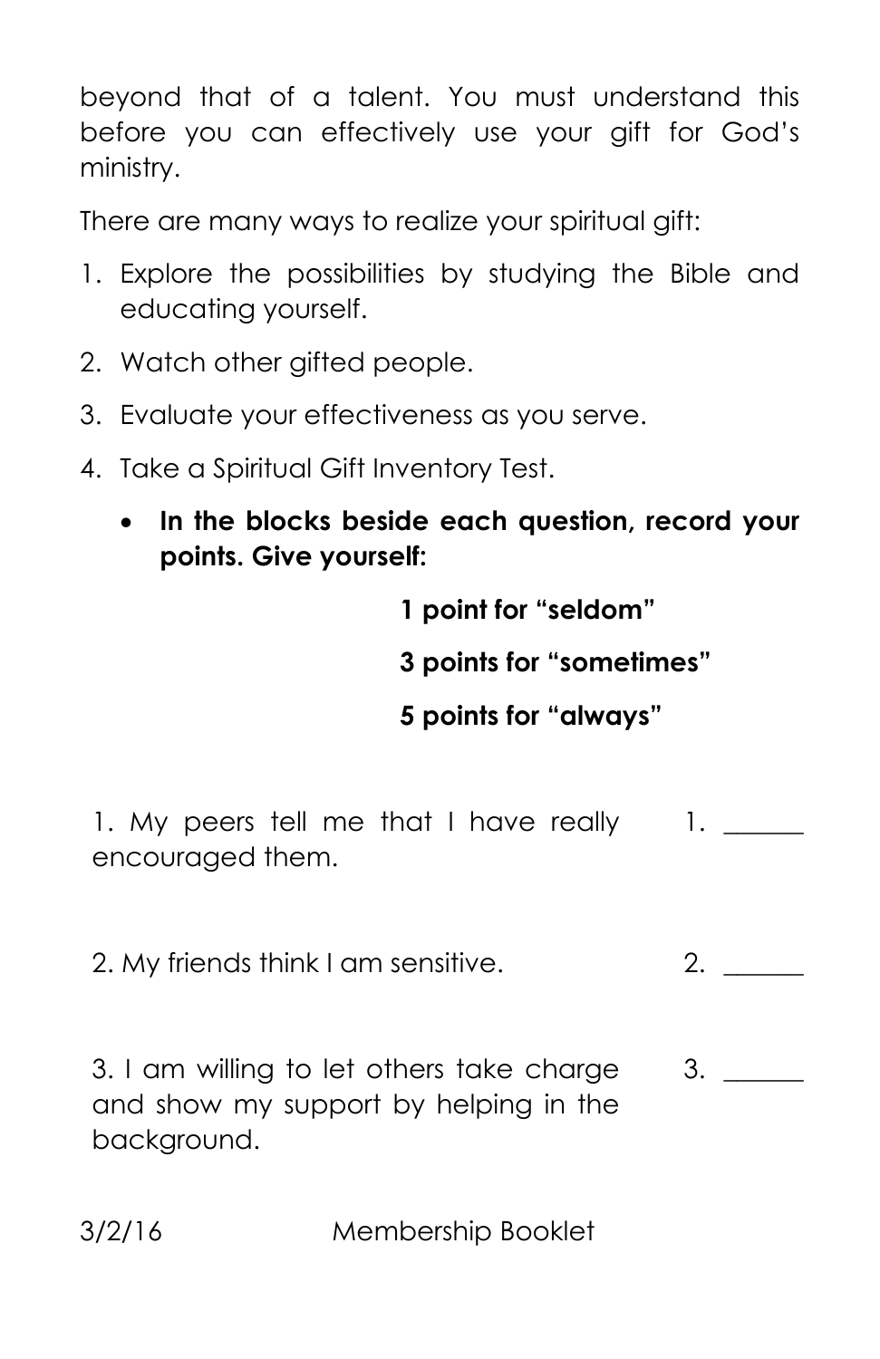beyond that of a talent. You must understand this before you can effectively use your gift for God's ministry.

There are many ways to realize your spiritual gift:

1. Explore the possibilities by studying the Bible and educating yourself.
2. Watch other gifted people.
3. Evaluate your effectiveness as you serve.
4. Take a Spiritual Gift Inventory Test.
    - **In the blocks beside each question, record your points. Give yourself:**

      **1 point for "seldom"**

      **3 points for "sometimes"**

      **5 points for "always"**

| | |
|---|---|
| 1. My peers tell me that I have really encouraged them. | 1. ______ |
| 2. My friends think I am sensitive. | 2. ______ |
| 3. I am willing to let others take charge and show my support by helping in the background. | 3. ______ |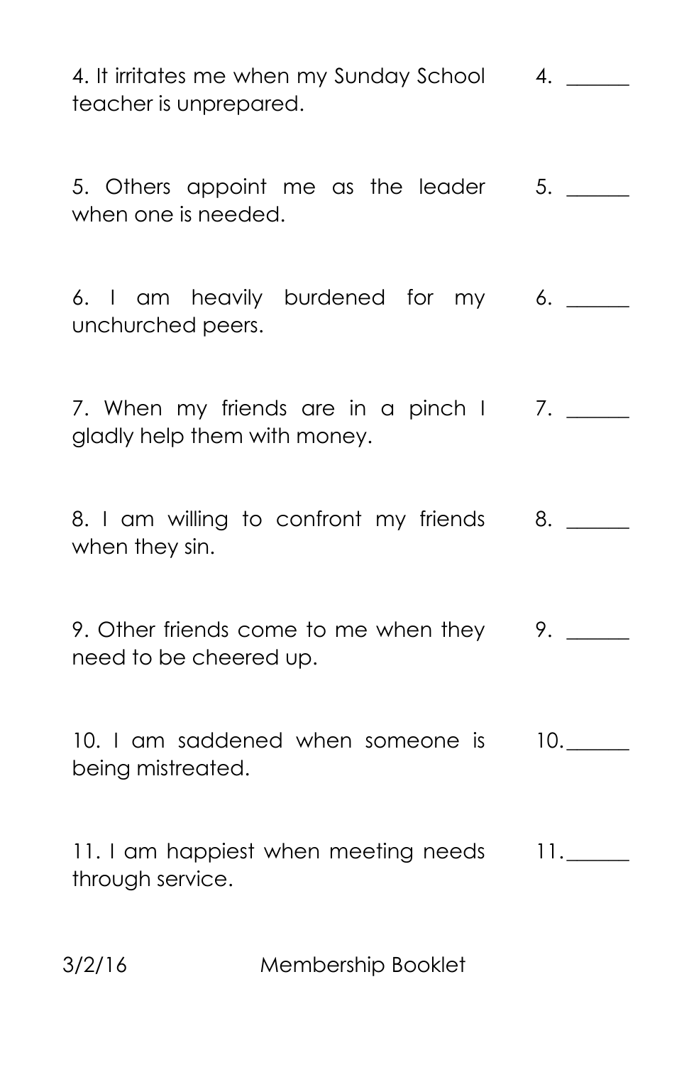4. It irritates me when my Sunday School teacher is unprepared. 4. ______

5. Others appoint me as the leader when one is needed. 5. ______

6. I am heavily burdened for my unchurched peers. 6. ______

7. When my friends are in a pinch I gladly help them with money. 7. ______

8. I am willing to confront my friends when they sin. 8. ______

9. Other friends come to me when they need to be cheered up. 9. ______

10. I am saddened when someone is being mistreated. 10. ______

11. I am happiest when meeting needs through service. 11. ______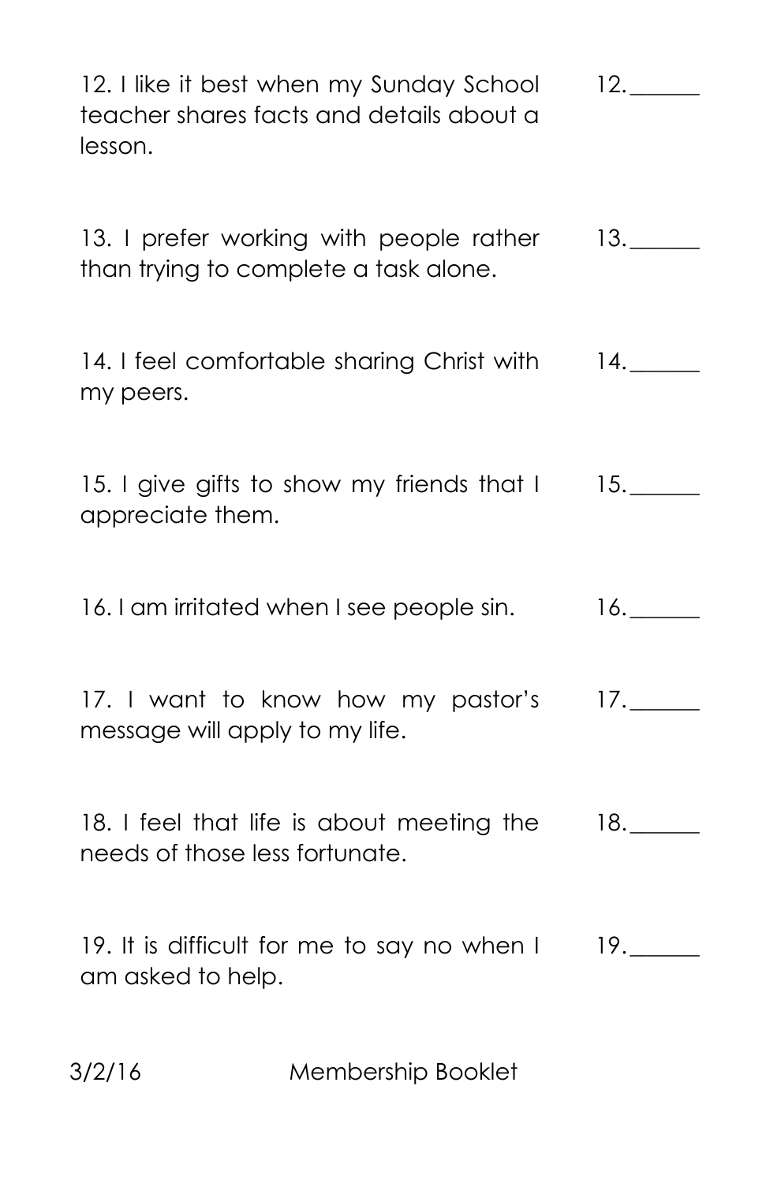12. I like it best when my Sunday School teacher shares facts and details about a lesson. 12.______

13. I prefer working with people rather than trying to complete a task alone. 13.______

14. I feel comfortable sharing Christ with my peers. 14.______

15. I give gifts to show my friends that I appreciate them. 15.______

16. I am irritated when I see people sin. 16.______

17. I want to know how my pastor's message will apply to my life. 17.______

18. I feel that life is about meeting the needs of those less fortunate. 18.______

19. It is difficult for me to say no when I am asked to help. 19.______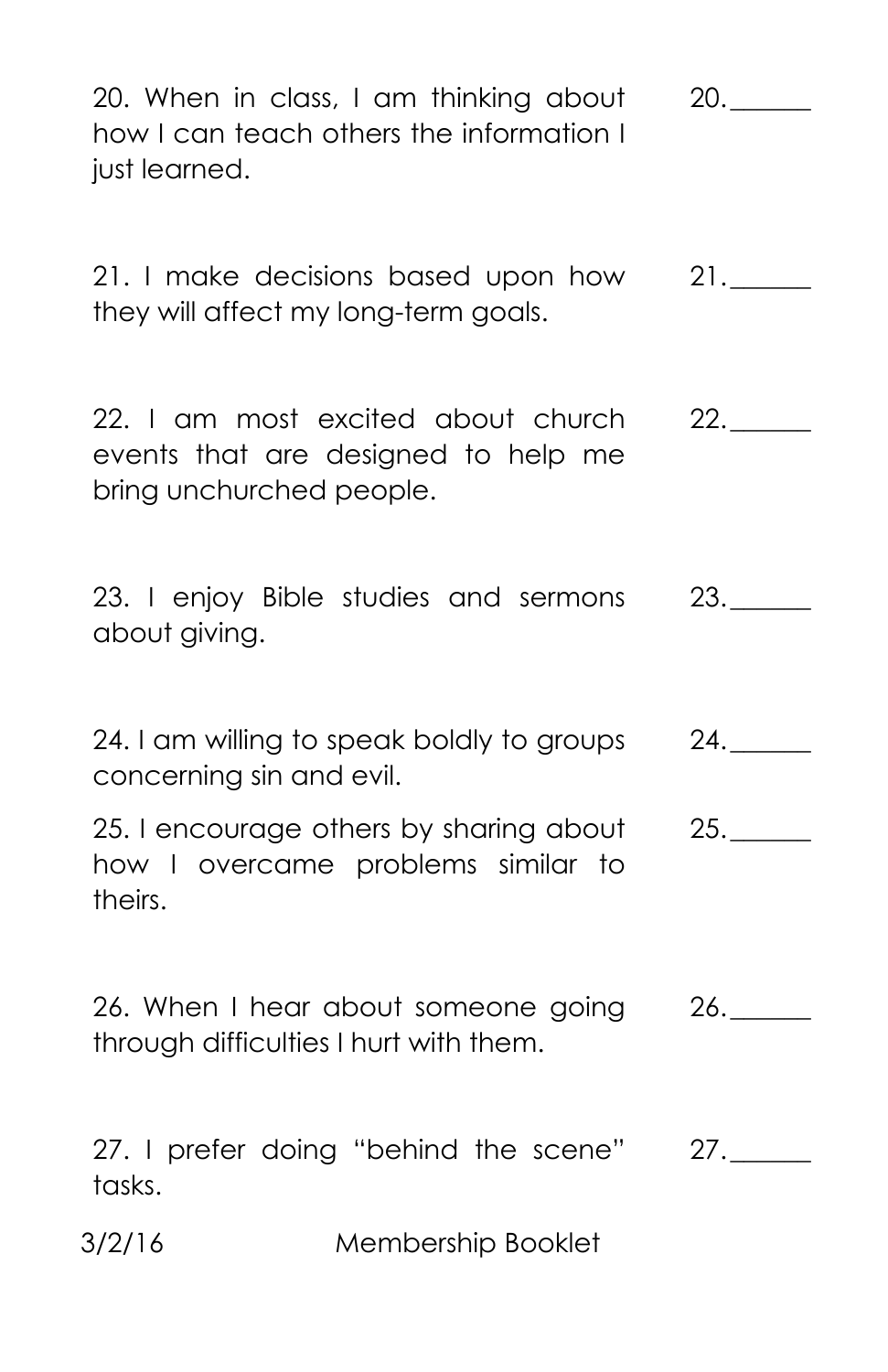20. When in class, I am thinking about how I can teach others the information I just learned. 20.______

21. I make decisions based upon how they will affect my long-term goals. 21.______

22. I am most excited about church events that are designed to help me bring unchurched people. 22.______

23. I enjoy Bible studies and sermons about giving. 23.______

24. I am willing to speak boldly to groups concerning sin and evil. 24.______

25. I encourage others by sharing about how I overcame problems similar to theirs. 25.______

26. When I hear about someone going through difficulties I hurt with them. 26.______

27. I prefer doing "behind the scene" tasks. 27.______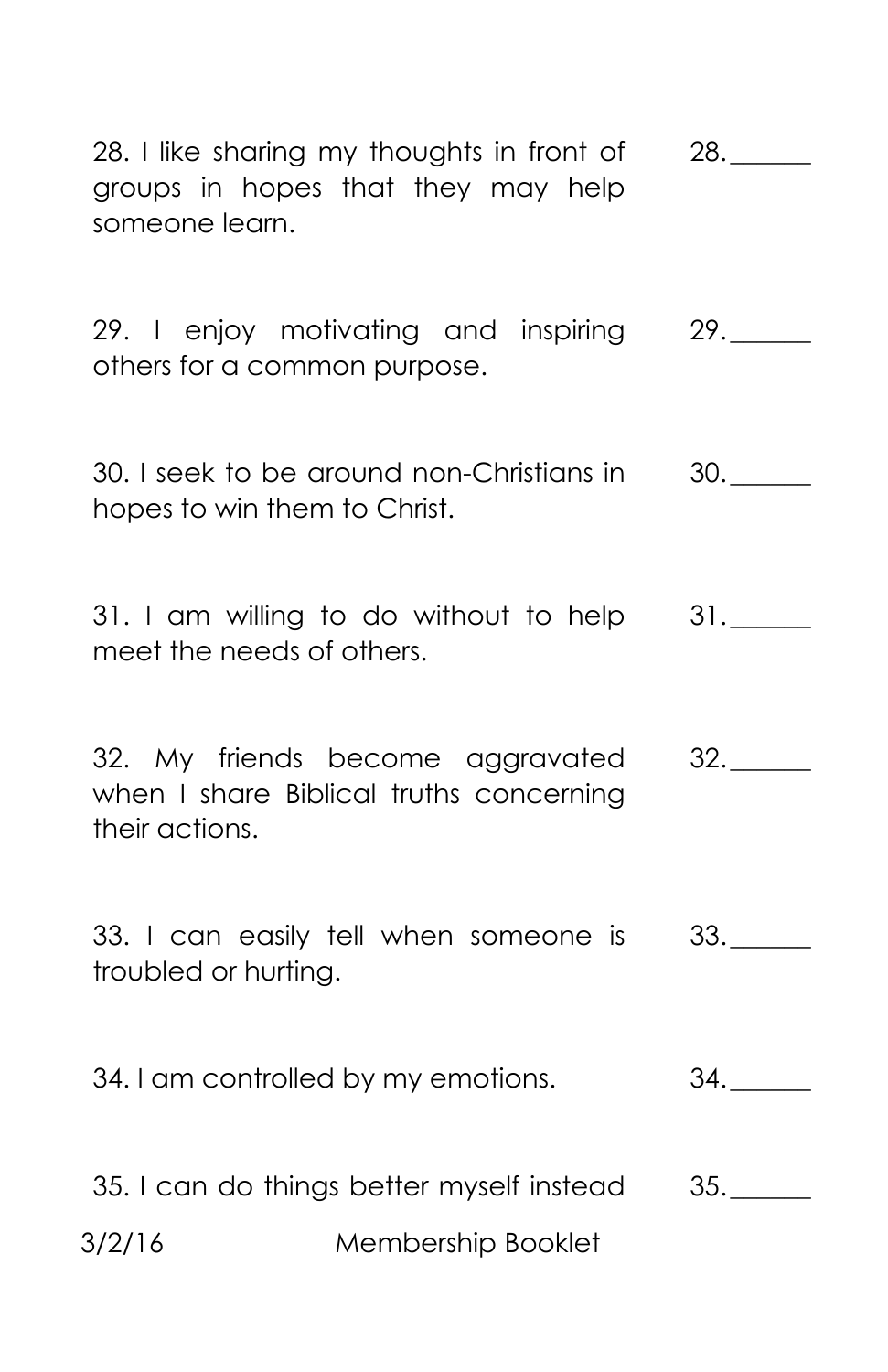28. I like sharing my thoughts in front of groups in hopes that they may help someone learn. 28.______

29. I enjoy motivating and inspiring others for a common purpose. 29.______

30. I seek to be around non-Christians in hopes to win them to Christ. 30.______

31. I am willing to do without to help meet the needs of others. 31.______

32. My friends become aggravated when I share Biblical truths concerning their actions. 32.______

33. I can easily tell when someone is troubled or hurting. 33.______

34. I am controlled by my emotions. 34.______

35. I can do things better myself instead 35.______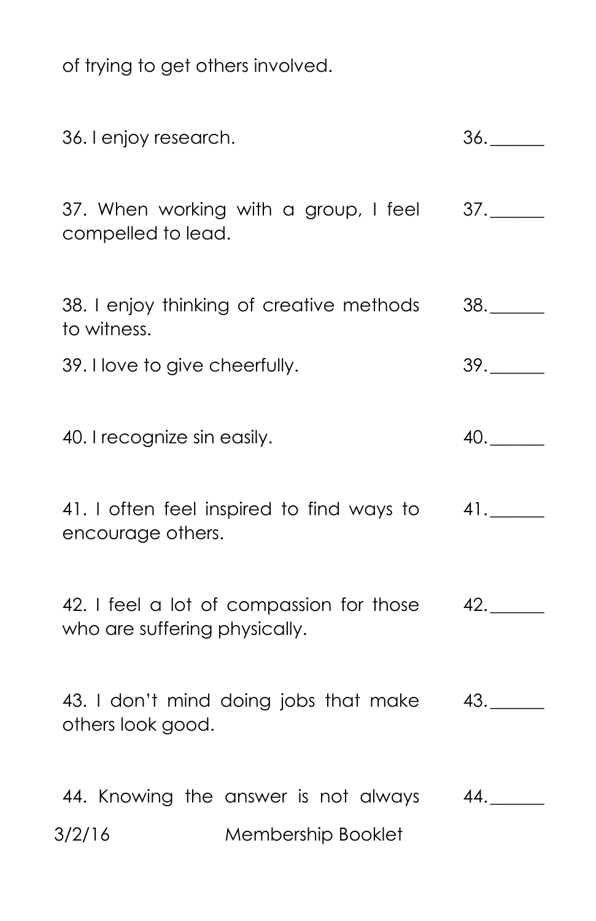of trying to get others involved.

36. I enjoy research. 36.______

37. When working with a group, I feel compelled to lead. 37.______

38. I enjoy thinking of creative methods to witness. 38.______

39. I love to give cheerfully. 39.______

40. I recognize sin easily. 40.______

41. I often feel inspired to find ways to encourage others. 41.______

42. I feel a lot of compassion for those who are suffering physically. 42.______

43. I don't mind doing jobs that make others look good. 43.______

44. Knowing the answer is not always 44.______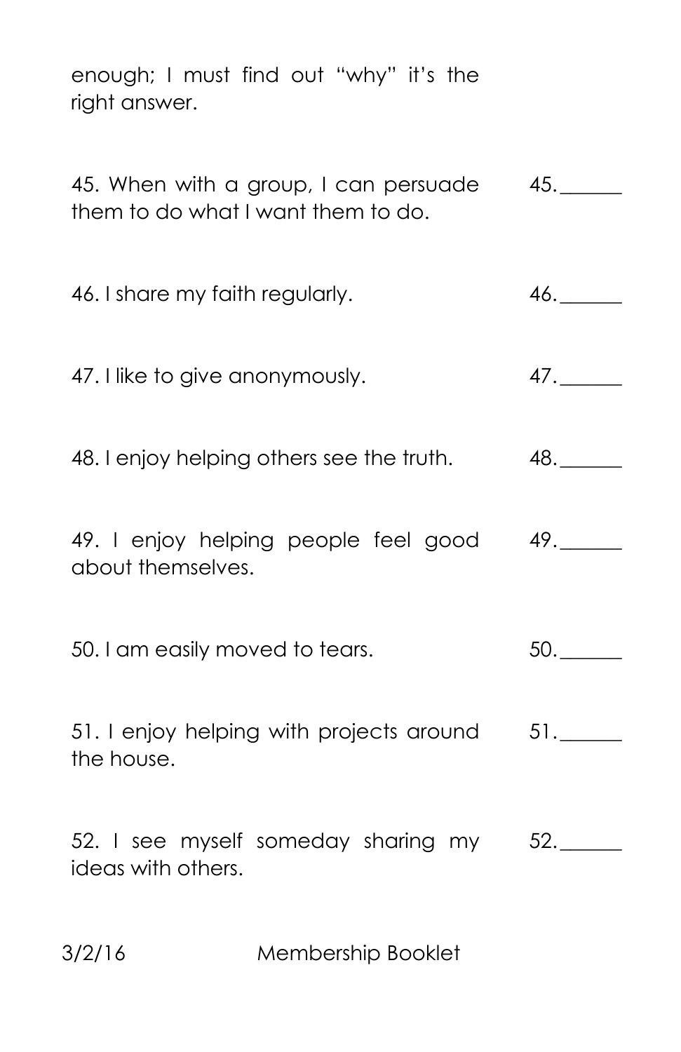enough; I must find out "why" it's the right answer.

45. When with a group, I can persuade them to do what I want them to do. 45.______

46. I share my faith regularly. 46.______

47. I like to give anonymously. 47.______

48. I enjoy helping others see the truth. 48.______

49. I enjoy helping people feel good about themselves. 49.______

50. I am easily moved to tears. 50.______

51. I enjoy helping with projects around the house. 51.______

52. I see myself someday sharing my ideas with others. 52.______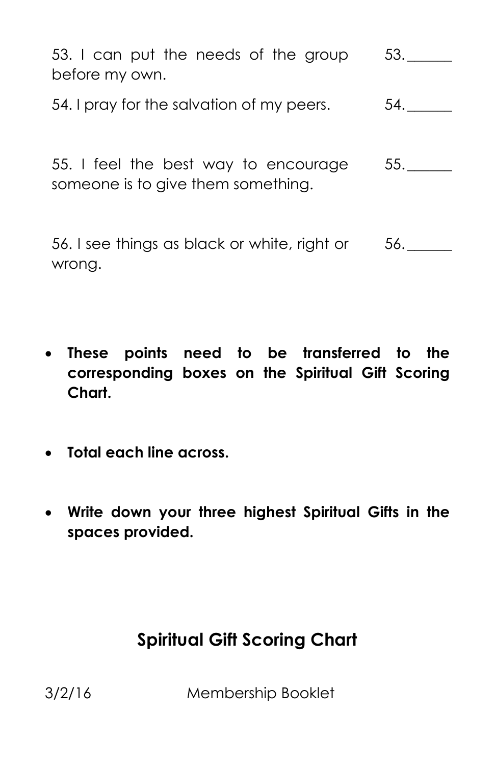53. I can put the needs of the group before my own. 53.______

54. I pray for the salvation of my peers. 54.______

55. I feel the best way to encourage someone is to give them something. 55.______

56. I see things as black or white, right or wrong. 56.______

- **These points need to be transferred to the corresponding boxes on the Spiritual Gift Scoring Chart.**

- **Total each line across.**

- **Write down your three highest Spiritual Gifts in the spaces provided.**

## Spiritual Gift Scoring Chart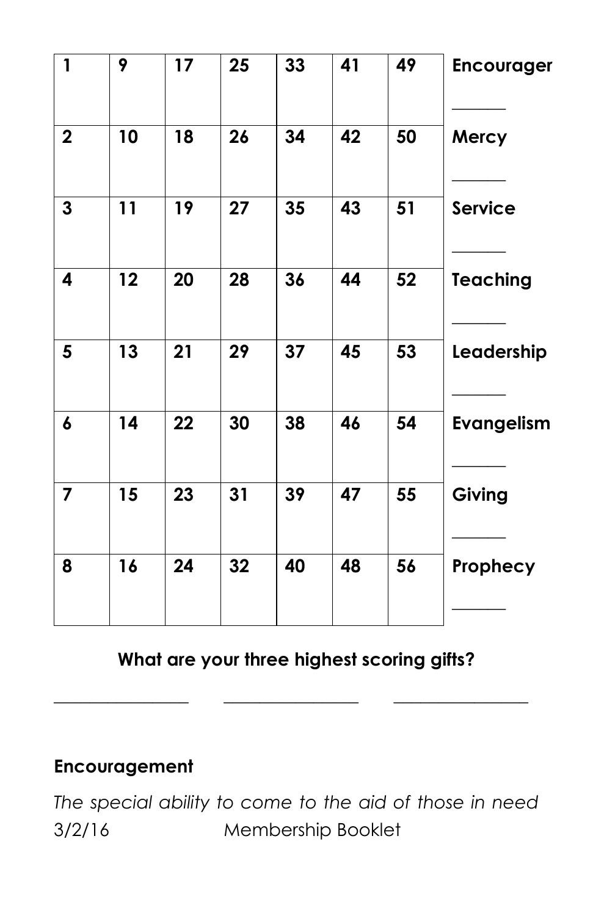| | | | | | | | |
|---|---|---|---|---|---|---|---|
| **1** | **9** | **17** | **25** | **33** | **41** | **49** | **Encourager** ______ |
| **2** | **10** | **18** | **26** | **34** | **42** | **50** | **Mercy** ______ |
| **3** | **11** | **19** | **27** | **35** | **43** | **51** | **Service** ______ |
| **4** | **12** | **20** | **28** | **36** | **44** | **52** | **Teaching** ______ |
| **5** | **13** | **21** | **29** | **37** | **45** | **53** | **Leadership** ______ |
| **6** | **14** | **22** | **30** | **38** | **46** | **54** | **Evangelism** ______ |
| **7** | **15** | **23** | **31** | **39** | **47** | **55** | **Giving** ______ |
| **8** | **16** | **24** | **32** | **40** | **48** | **56** | **Prophecy** ______ |

**What are your three highest scoring gifts?**

________________ ________________ ________________

**Encouragement**

*The special ability to come to the aid of those in need*

3/2/16 Membership Booklet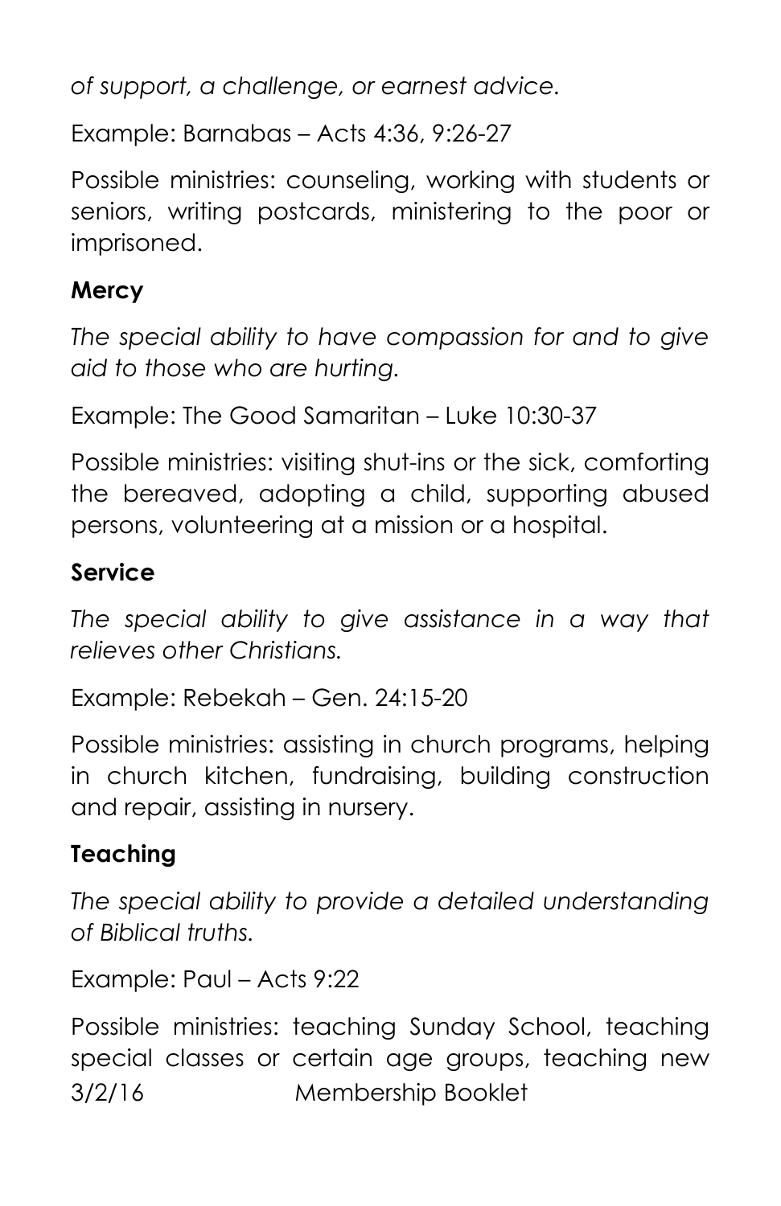*of support, a challenge, or earnest advice.*

Example: Barnabas – Acts 4:36, 9:26-27

Possible ministries: counseling, working with students or seniors, writing postcards, ministering to the poor or imprisoned.

**Mercy**

*The special ability to have compassion for and to give aid to those who are hurting.*

Example: The Good Samaritan – Luke 10:30-37

Possible ministries: visiting shut-ins or the sick, comforting the bereaved, adopting a child, supporting abused persons, volunteering at a mission or a hospital.

**Service**

*The special ability to give assistance in a way that relieves other Christians.*

Example: Rebekah – Gen. 24:15-20

Possible ministries: assisting in church programs, helping in church kitchen, fundraising, building construction and repair, assisting in nursery.

**Teaching**

*The special ability to provide a detailed understanding of Biblical truths.*

Example: Paul – Acts 9:22

Possible ministries: teaching Sunday School, teaching special classes or certain age groups, teaching new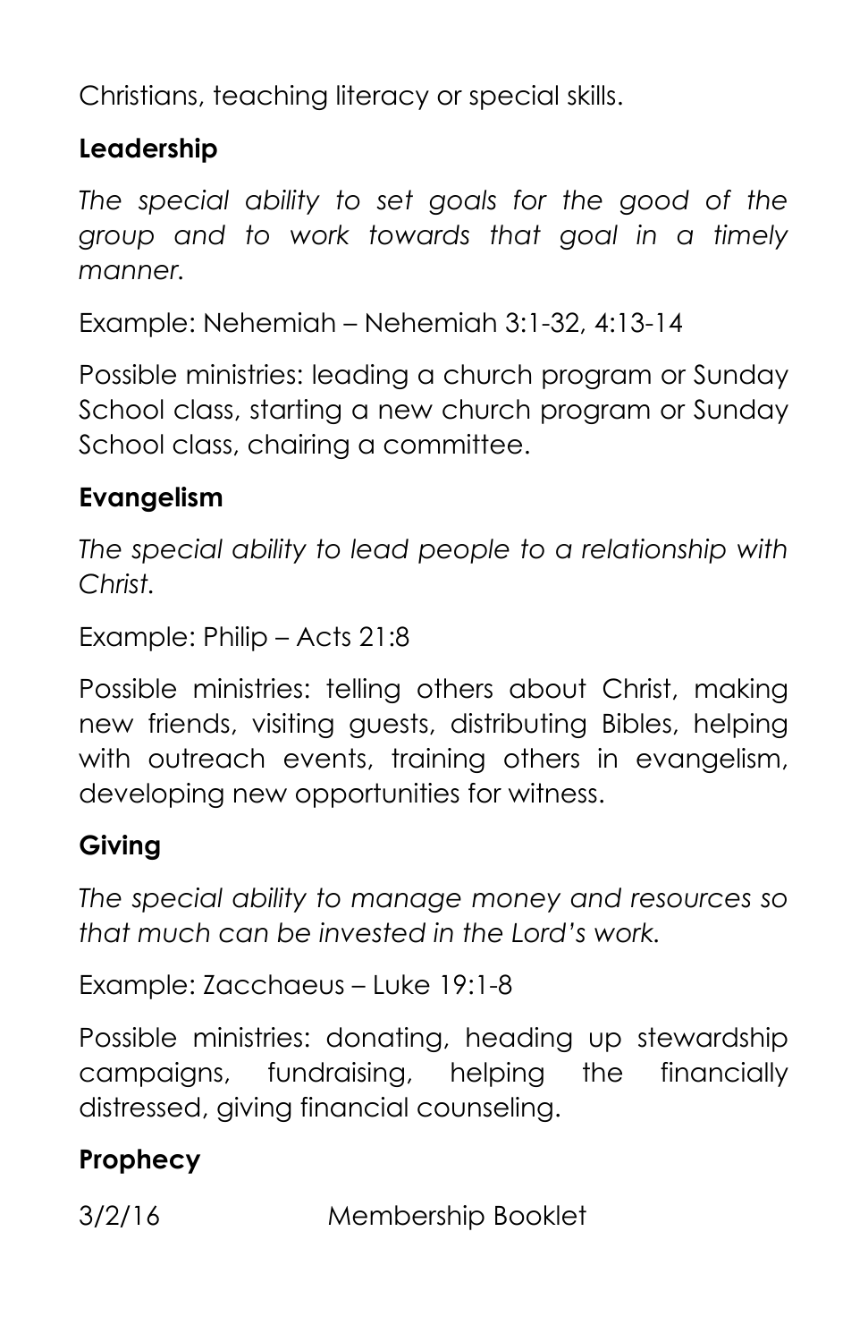Christians, teaching literacy or special skills.

**Leadership**

*The special ability to set goals for the good of the group and to work towards that goal in a timely manner.*

Example: Nehemiah – Nehemiah 3:1-32, 4:13-14

Possible ministries: leading a church program or Sunday School class, starting a new church program or Sunday School class, chairing a committee.

**Evangelism**

*The special ability to lead people to a relationship with Christ.*

Example: Philip – Acts 21:8

Possible ministries: telling others about Christ, making new friends, visiting guests, distributing Bibles, helping with outreach events, training others in evangelism, developing new opportunities for witness.

**Giving**

*The special ability to manage money and resources so that much can be invested in the Lord's work.*

Example: Zacchaeus – Luke 19:1-8

Possible ministries: donating, heading up stewardship campaigns, fundraising, helping the financially distressed, giving financial counseling.

**Prophecy**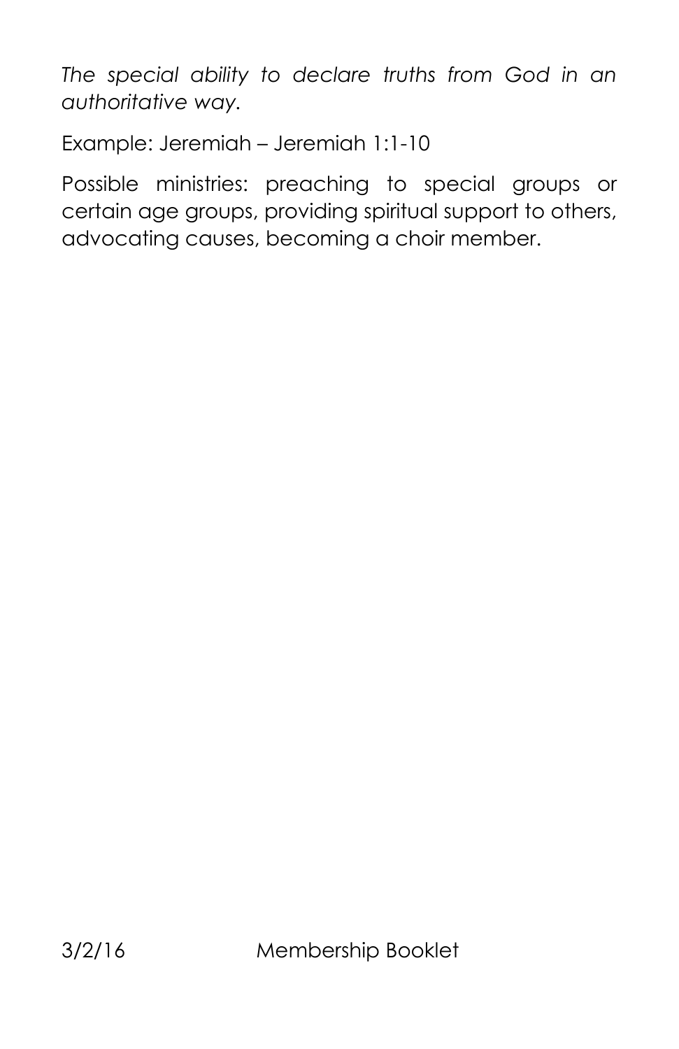*The special ability to declare truths from God in an authoritative way.*

Example: Jeremiah – Jeremiah 1:1-10

Possible ministries: preaching to special groups or certain age groups, providing spiritual support to others, advocating causes, becoming a choir member.